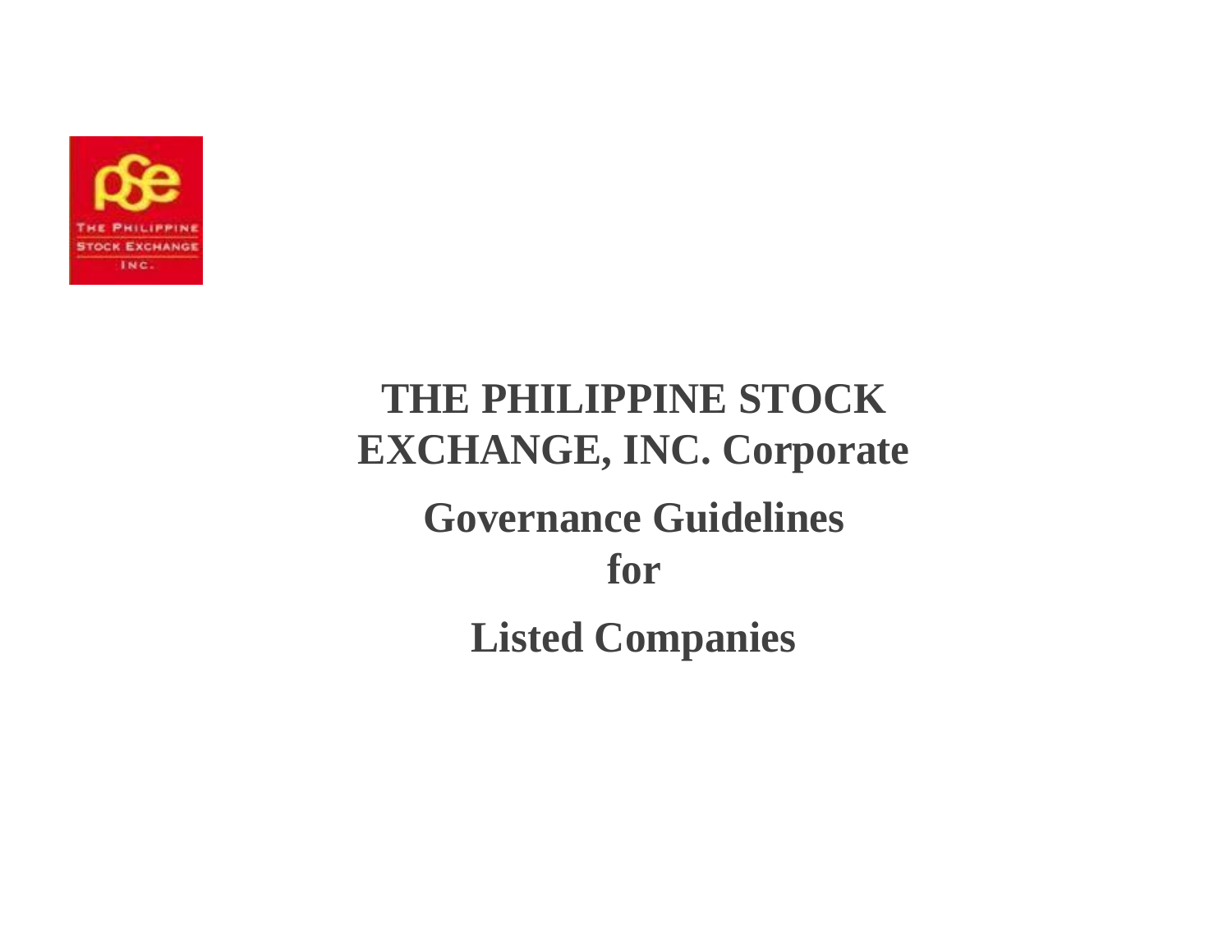# THE PHILIPPINE STOCK EXCHANGE, INC. Corporate Governance Guidelines for Listed Companies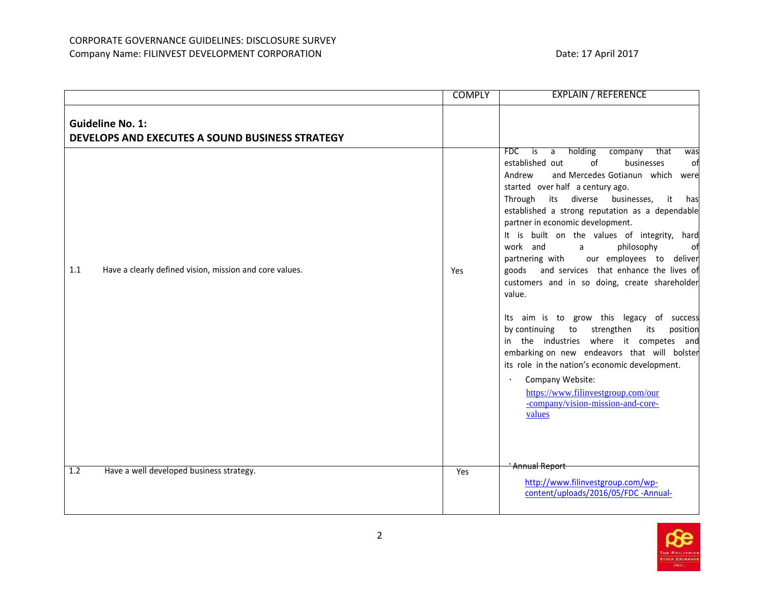CORPORATE GOVERNANCE GUIDELINES: DISCLOSURE SURVEY
Company Name: FILINVEST DEVELOPMENT CORPORATION

Date: 17 April 2017

| | COMPLY | EXPLAIN / REFERENCE |
|---|---|---|
| **Guideline No. 1: DEVELOPS AND EXECUTES A SOUND BUSINESS STRATEGY** | | |
| 1.1 Have a clearly defined vision, mission and core values. | Yes | FDC is a holding company that was established out of businesses of Andrew and Mercedes Gotianun which were started over half a century ago. Through its diverse businesses, it has established a strong reputation as a dependable partner in economic development. It is built on the values of integrity, hard work and a philosophy of partnering with our employees to deliver goods and services that enhance the lives of customers and in so doing, create shareholder value. <br><br> Its aim is to grow this legacy of success by continuing to strengthen its position in the industries where it competes and embarking on new endeavors that will bolster its role in the nation's economic development. <br><br> • Company Website: https://www.filinvestgroup.com/our-company/vision-mission-and-core-values <br><br> • Annual Report |
| 1.2 Have a well developed business strategy. | Yes | http://www.filinvestgroup.com/wp-content/uploads/2016/05/FDC-Annual- |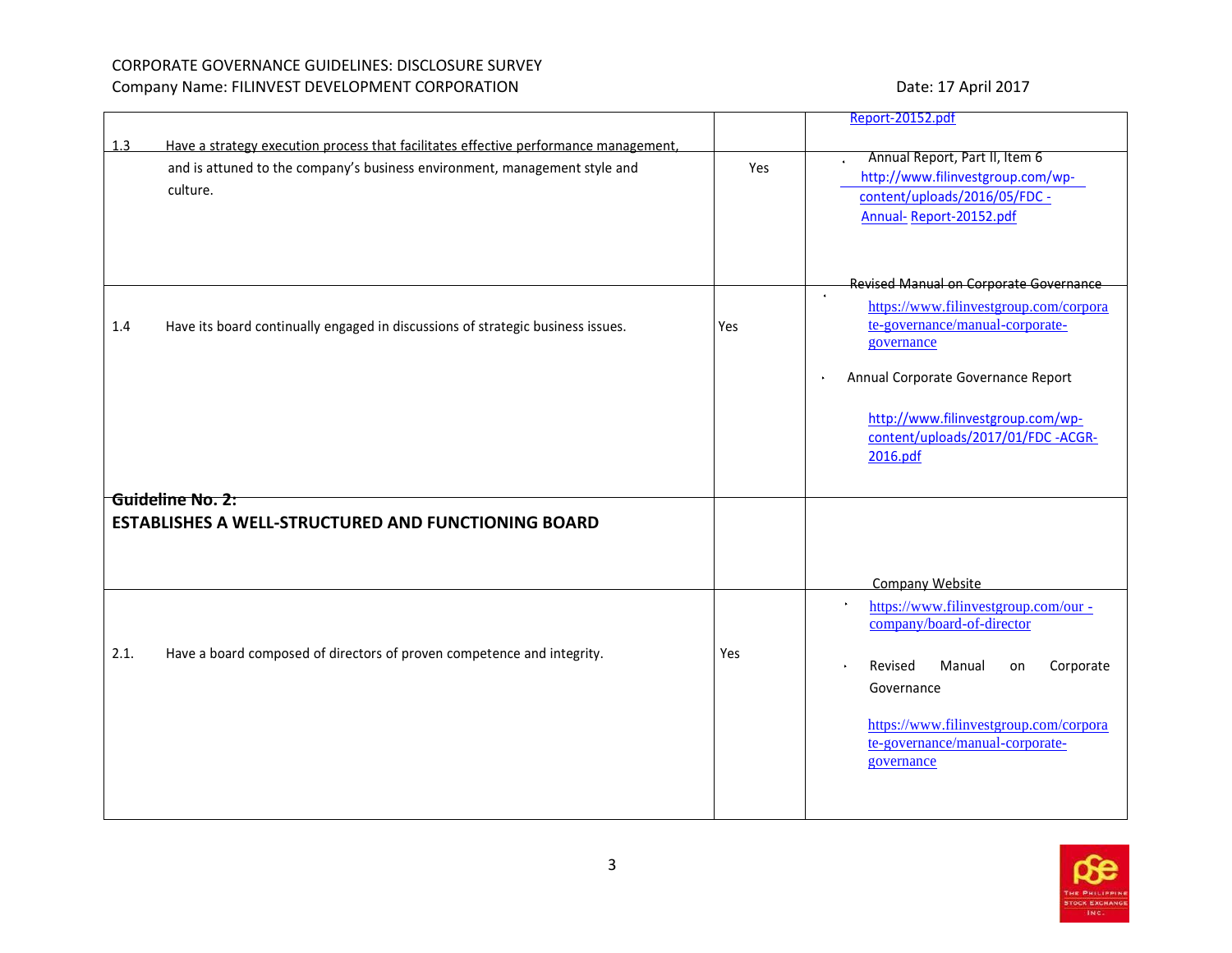| | | |
|---|---|---|
| | | Report-20152.pdf |
| 1.3 Have a strategy execution process that facilitates effective performance management, and is attuned to the company's business environment, management style and culture. | Yes | • Annual Report, Part II, Item 6 http://www.filinvestgroup.com/wp-content/uploads/2016/05/FDC - Annual- Report-20152.pdf |
| 1.4 Have its board continually engaged in discussions of strategic business issues. | Yes | Revised Manual on Corporate Governance • https://www.filinvestgroup.com/corporate-governance/manual-corporate-governance<br><br>• Annual Corporate Governance Report http://www.filinvestgroup.com/wp-content/uploads/2017/01/FDC -ACGR-2016.pdf |
| **Guideline No. 2:**<br>**ESTABLISHES A WELL-STRUCTURED AND FUNCTIONING BOARD** | | Company Website |
| 2.1. Have a board composed of directors of proven competence and integrity. | Yes | • https://www.filinvestgroup.com/our -company/board-of-director<br><br>• Revised Manual on Corporate Governance https://www.filinvestgroup.com/corporate-governance/manual-corporate-governance |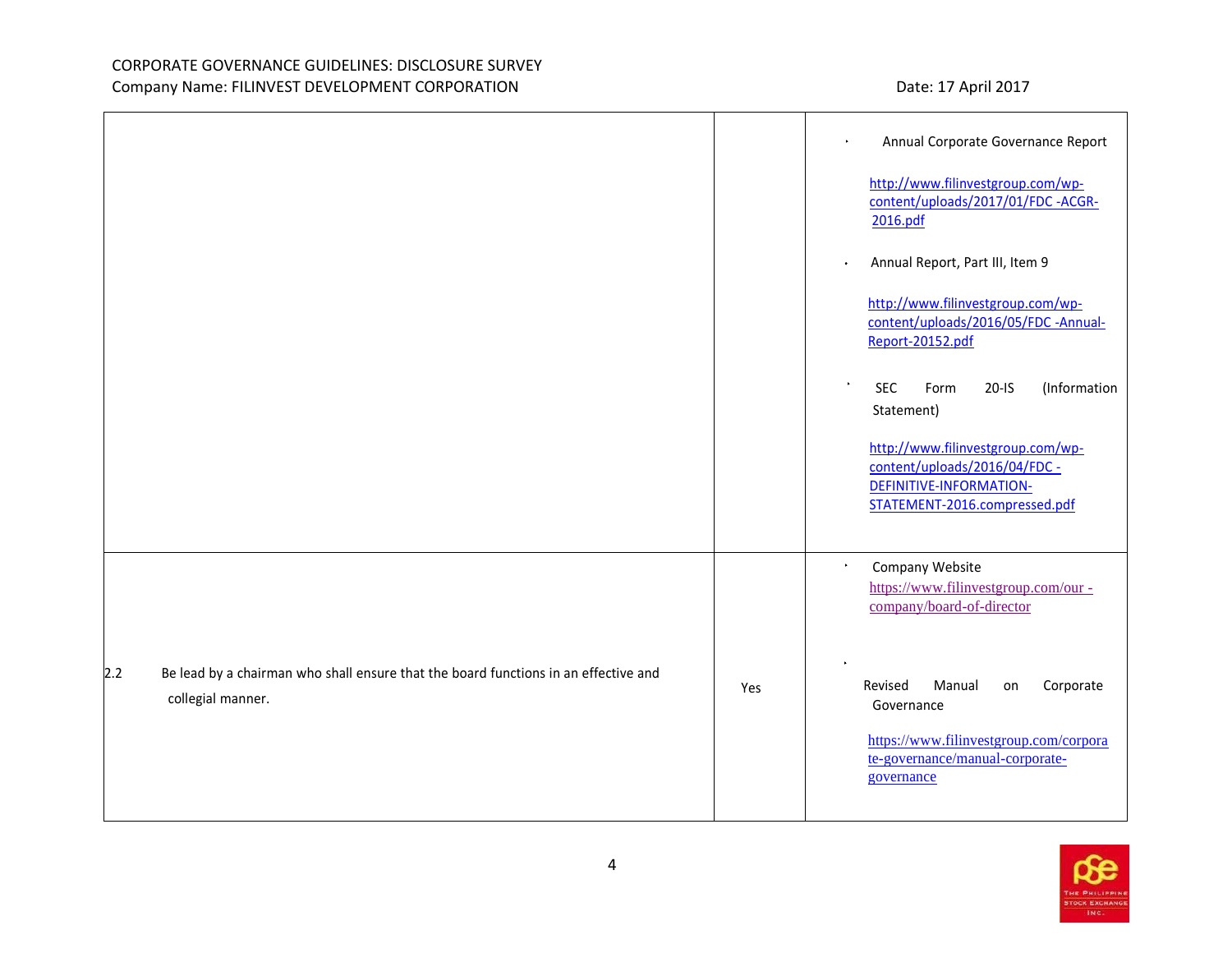| | | |
|---|---|---|
| | | • Annual Corporate Governance Report<br><br>http://www.filinvestgroup.com/wp-content/uploads/2017/01/FDC -ACGR-2016.pdf<br><br>• Annual Report, Part III, Item 9<br><br>http://www.filinvestgroup.com/wp-content/uploads/2016/05/FDC -Annual-Report-20152.pdf<br><br>• SEC Form 20-IS (Information Statement)<br><br>http://www.filinvestgroup.com/wp-content/uploads/2016/04/FDC -DEFINITIVE-INFORMATION-STATEMENT-2016.compressed.pdf |
| 2.2 Be lead by a chairman who shall ensure that the board functions in an effective and collegial manner. | Yes | • Company Website<br>https://www.filinvestgroup.com/our -company/board-of-director<br><br>• Revised Manual on Corporate Governance<br><br>https://www.filinvestgroup.com/corporate-governance/manual-corporate-governance |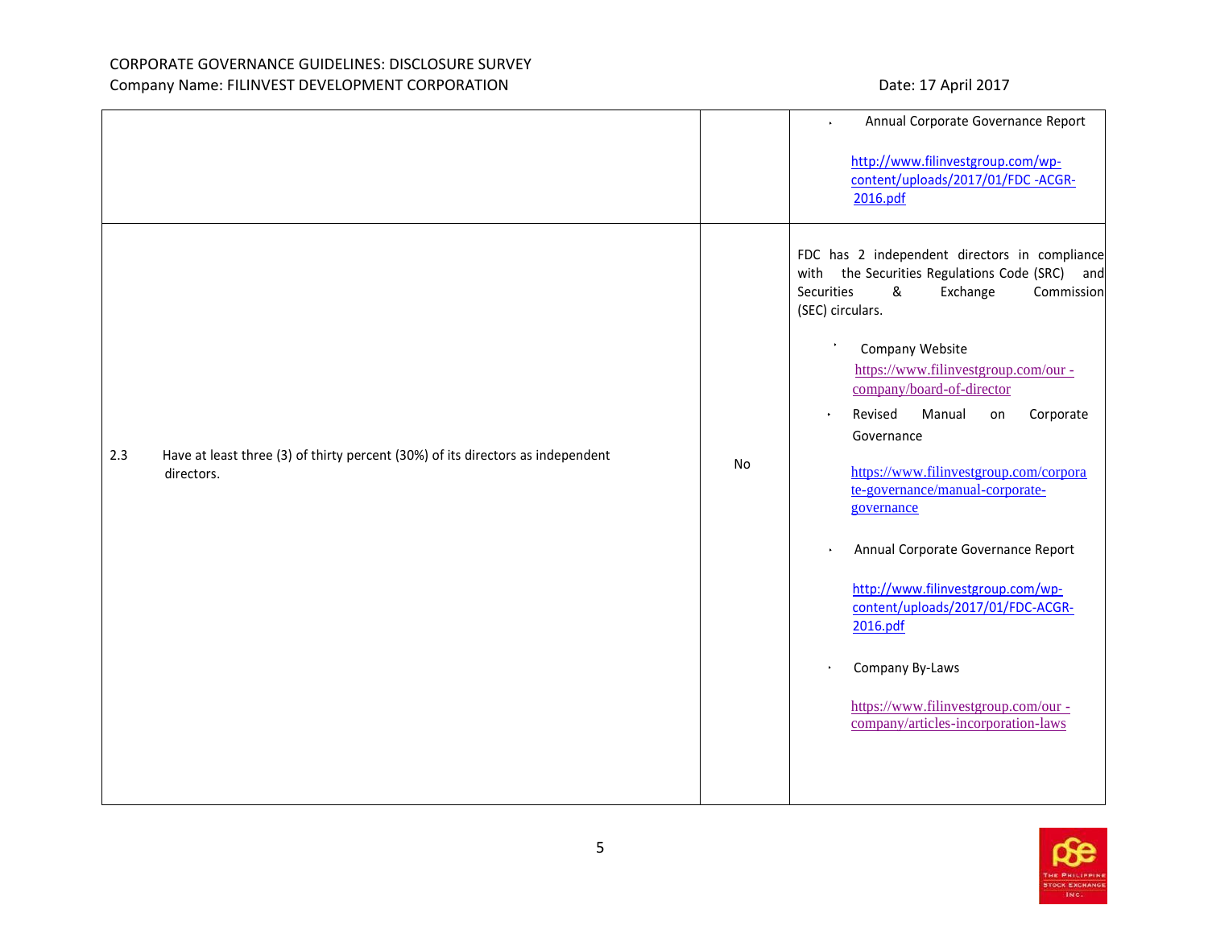| | | |
|---|---|---|
| | | • Annual Corporate Governance Report<br><br>http://www.filinvestgroup.com/wp-content/uploads/2017/01/FDC -ACGR-2016.pdf |
| 2.3 Have at least three (3) of thirty percent (30%) of its directors as independent directors. | No | FDC has 2 independent directors in compliance with the Securities Regulations Code (SRC) and Securities & Exchange Commission (SEC) circulars.<br><br>• Company Website<br>https://www.filinvestgroup.com/our -company/board-of-director<br><br>• Revised Manual on Corporate Governance<br><br>https://www.filinvestgroup.com/corporate-governance/manual-corporate-governance<br><br>• Annual Corporate Governance Report<br><br>http://www.filinvestgroup.com/wp-content/uploads/2017/01/FDC-ACGR-2016.pdf<br><br>• Company By-Laws<br><br>https://www.filinvestgroup.com/our -company/articles-incorporation-laws |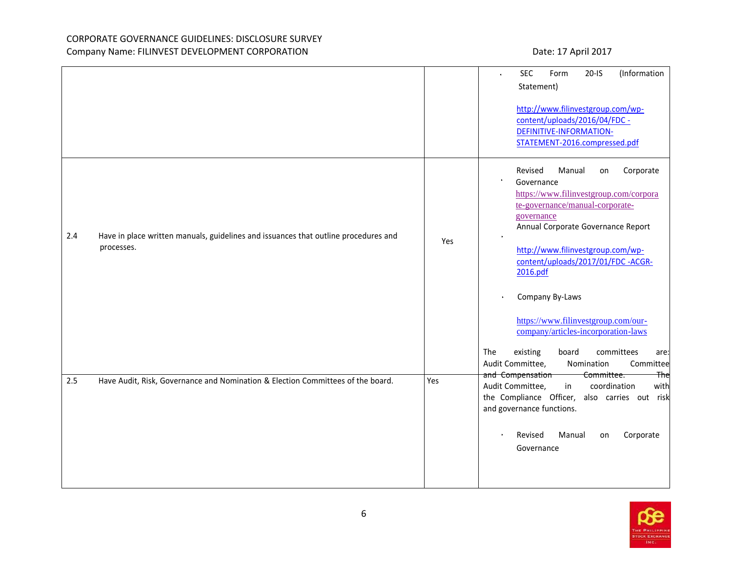| | | |
|---|---|---|
| | | • SEC Form 20-IS (Information Statement)<br><br>http://www.filinvestgroup.com/wp-content/uploads/2016/04/FDC -DEFINITIVE-INFORMATION-STATEMENT-2016.compressed.pdf |
| 2.4 Have in place written manuals, guidelines and issuances that outline procedures and processes. | Yes | • Revised Manual on Corporate Governance<br>https://www.filinvestgroup.com/corporate-governance/manual-corporate-governance<br>• Annual Corporate Governance Report<br><br>http://www.filinvestgroup.com/wp-content/uploads/2017/01/FDC -ACGR-2016.pdf<br><br>• Company By-Laws<br><br>https://www.filinvestgroup.com/our-company/articles-incorporation-laws |
| 2.5 Have Audit, Risk, Governance and Nomination & Election Committees of the board. | Yes | The existing board committees are: Audit Committee, Nomination Committee and Compensation Committee. The Audit Committee, in coordination with the Compliance Officer, also carries out risk and governance functions.<br><br>• Revised Manual on Corporate Governance |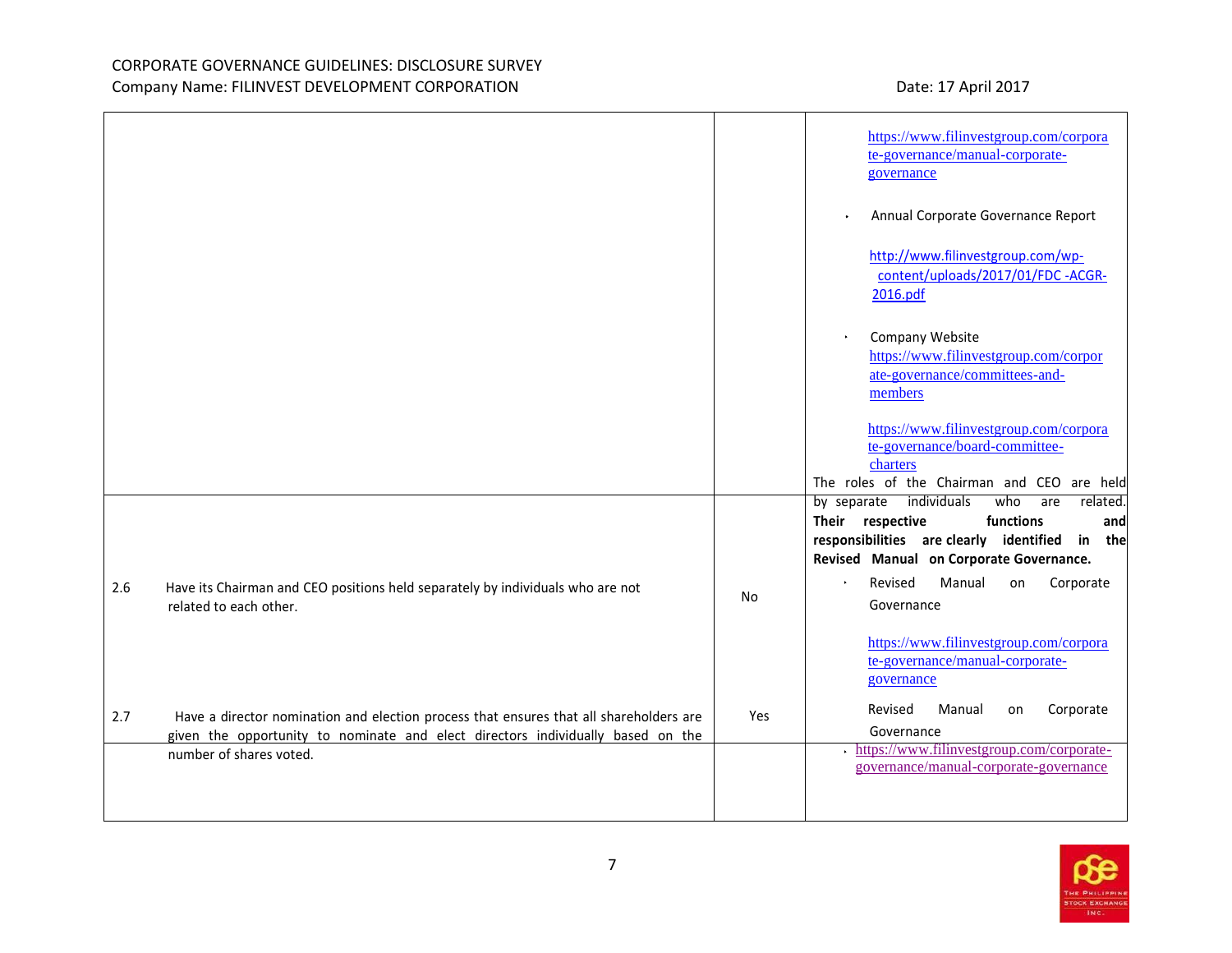| | | |
|---|---|---|
| | | https://www.filinvestgroup.com/corporate-governance/manual-corporate-governance<br><br>• Annual Corporate Governance Report<br><br>http://www.filinvestgroup.com/wp-content/uploads/2017/01/FDC -ACGR-2016.pdf<br><br>• Company Website<br>https://www.filinvestgroup.com/corporate-governance/committees-and-members<br><br>https://www.filinvestgroup.com/corporate-governance/board-committee-charters |
| 2.6 Have its Chairman and CEO positions held separately by individuals who are not related to each other. | No | The roles of the Chairman and CEO are held by separate individuals who are related. **Their respective functions and responsibilities are clearly identified in the Revised Manual on Corporate Governance.**<br><br>• Revised Manual on Corporate Governance<br><br>https://www.filinvestgroup.com/corporate-governance/manual-corporate-governance |
| 2.7 Have a director nomination and election process that ensures that all shareholders are given the opportunity to nominate and elect directors individually based on the number of shares voted. | Yes | Revised Manual on Corporate Governance<br>• https://www.filinvestgroup.com/corporate-governance/manual-corporate-governance |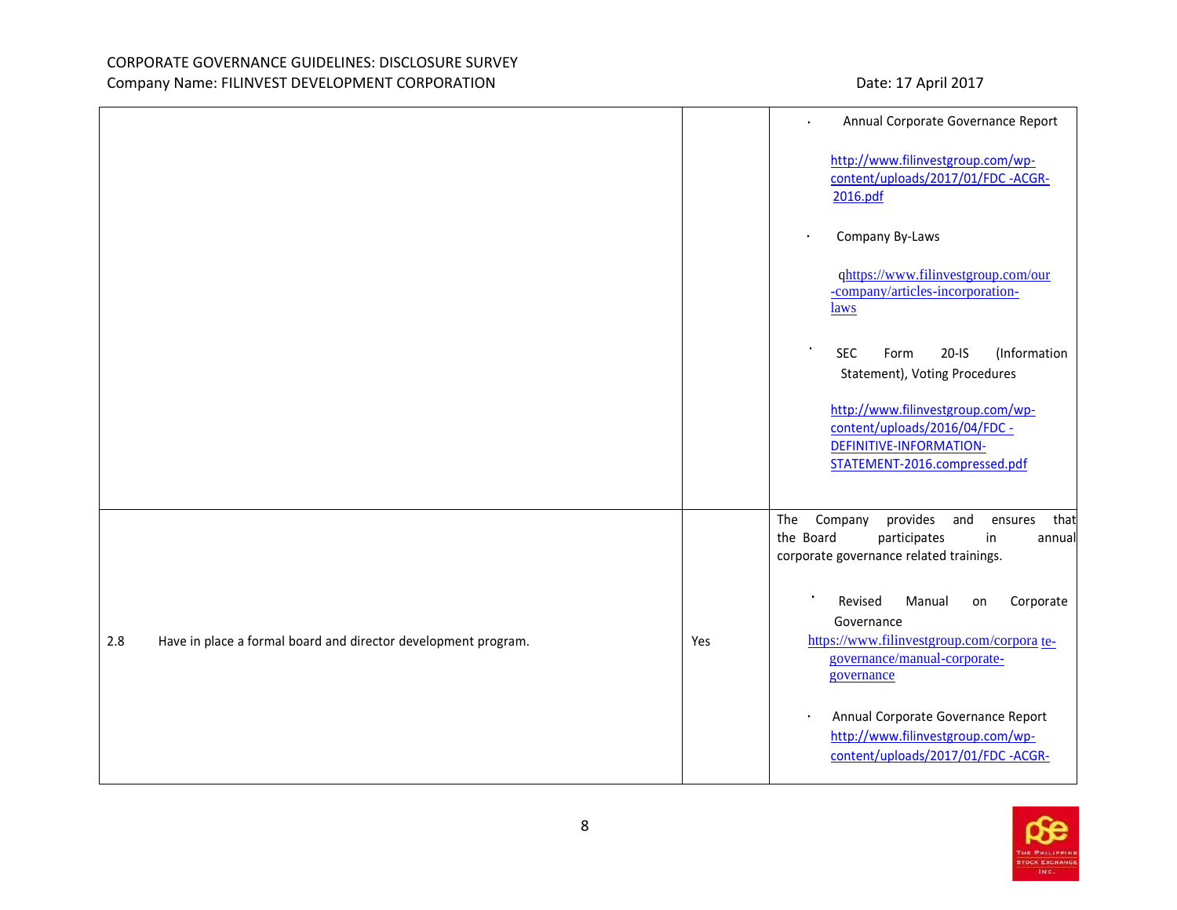| | | |
|---|---|---|
| | | • Annual Corporate Governance Report<br><br>http://www.filinvestgroup.com/wp-content/uploads/2017/01/FDC -ACGR-2016.pdf<br><br>• Company By-Laws<br><br>qhttps://www.filinvestgroup.com/our-company/articles-incorporation-laws<br><br>• SEC Form 20-IS (Information Statement), Voting Procedures<br><br>http://www.filinvestgroup.com/wp-content/uploads/2016/04/FDC -DEFINITIVE-INFORMATION-STATEMENT-2016.compressed.pdf |
| 2.8 Have in place a formal board and director development program. | Yes | The Company provides and ensures that the Board participates in annual corporate governance related trainings.<br><br>• Revised Manual on Corporate Governance https://www.filinvestgroup.com/corpora te-governance/manual-corporate-governance<br><br>• Annual Corporate Governance Report http://www.filinvestgroup.com/wp-content/uploads/2017/01/FDC -ACGR- |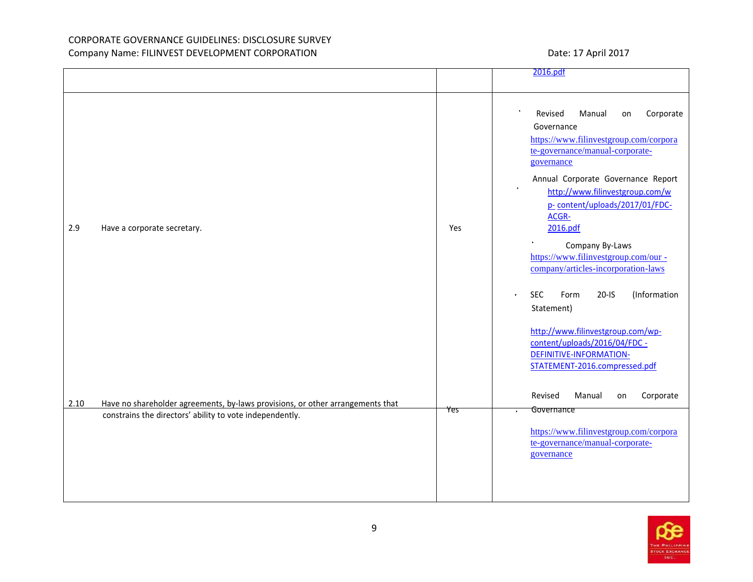| | | |
|---|---|---|
| | | 2016.pdf |
| 2.9 Have a corporate secretary. | Yes | • Revised Manual on Corporate Governance https://www.filinvestgroup.com/corporate-governance/manual-corporate-governance<br>• Annual Corporate Governance Report http://www.filinvestgroup.com/wp- content/uploads/2017/01/FDC-ACGR-2016.pdf<br>• Company By-Laws https://www.filinvestgroup.com/our -company/articles-incorporation-laws<br>• SEC Form 20-IS (Information Statement) http://www.filinvestgroup.com/wp-content/uploads/2016/04/FDC -DEFINITIVE-INFORMATION-STATEMENT-2016.compressed.pdf |
| 2.10 Have no shareholder agreements, by-laws provisions, or other arrangements that constrains the directors' ability to vote independently. | Yes | • Revised Manual on Corporate Governance https://www.filinvestgroup.com/corporate-governance/manual-corporate-governance |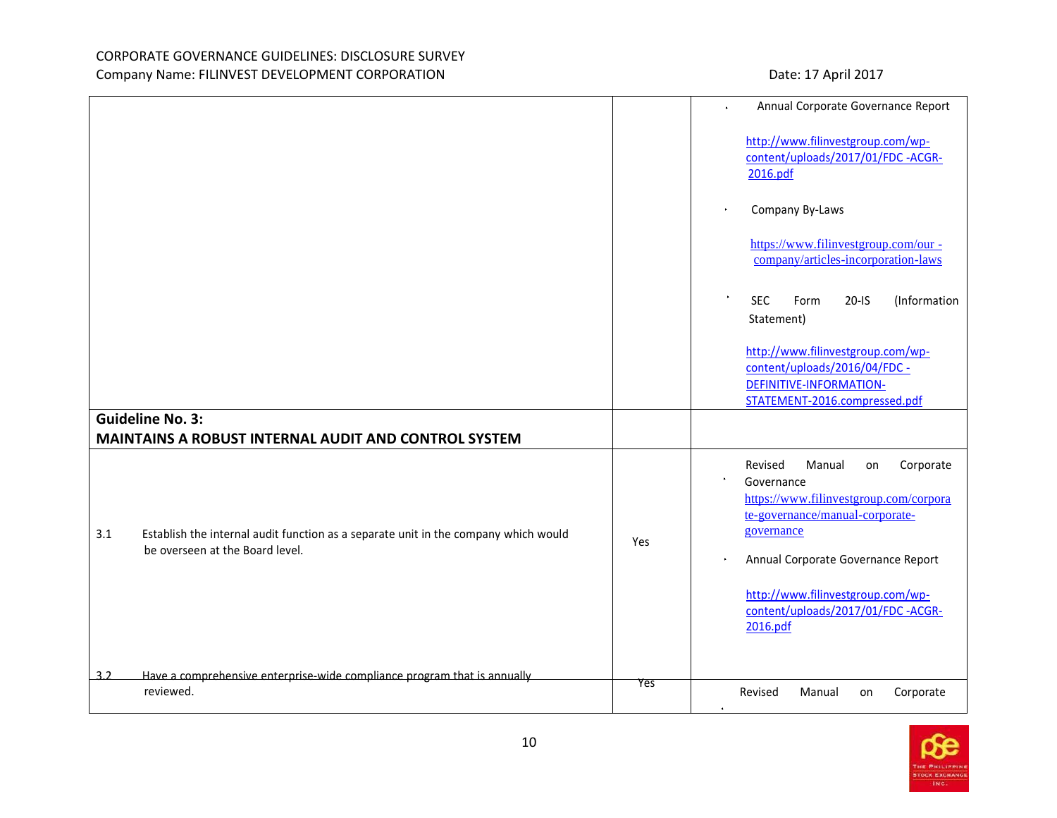| | | |
|---|---|---|
| | | • Annual Corporate Governance Report<br><br>http://www.filinvestgroup.com/wp-content/uploads/2017/01/FDC -ACGR-2016.pdf<br><br>• Company By-Laws<br><br>https://www.filinvestgroup.com/our -company/articles-incorporation-laws<br><br>• SEC Form 20-IS (Information Statement)<br><br>http://www.filinvestgroup.com/wp-content/uploads/2016/04/FDC -DEFINITIVE-INFORMATION-STATEMENT-2016.compressed.pdf |
| **Guideline No. 3:**<br>**MAINTAINS A ROBUST INTERNAL AUDIT AND CONTROL SYSTEM** | | |
| 3.1 Establish the internal audit function as a separate unit in the company which would be overseen at the Board level. | Yes | • Revised Manual on Corporate Governance<br>https://www.filinvestgroup.com/corporate-governance/manual-corporate-governance<br><br>• Annual Corporate Governance Report<br><br>http://www.filinvestgroup.com/wp-content/uploads/2017/01/FDC -ACGR-2016.pdf |
| 3.2 Have a comprehensive enterprise-wide compliance program that is annually reviewed. | Yes | • Revised Manual on Corporate |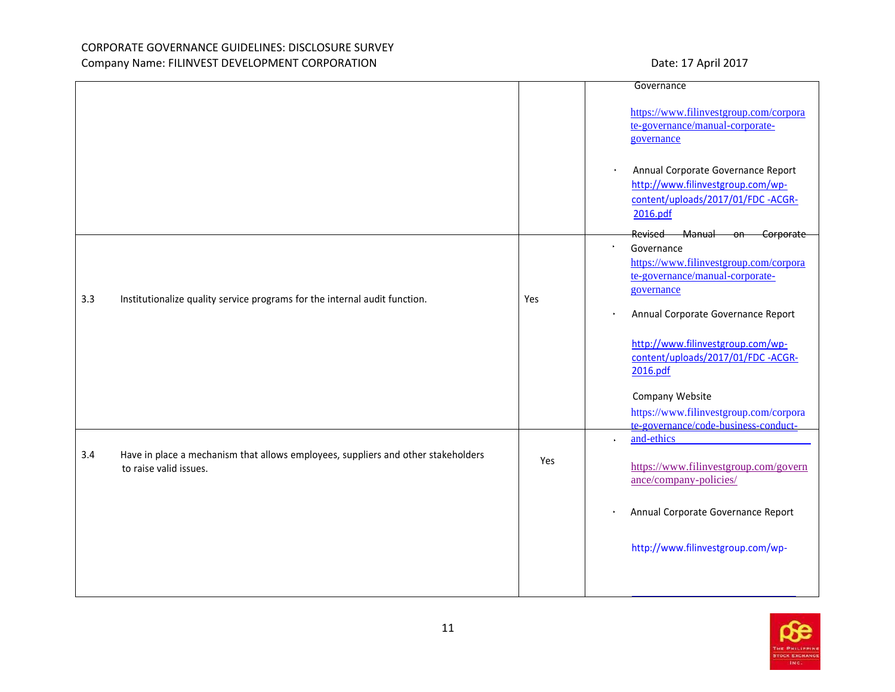| | | |
|---|---|---|
| | | Governance<br><br>https://www.filinvestgroup.com/corporate-governance/manual-corporate-governance<br><br>• Annual Corporate Governance Report http://www.filinvestgroup.com/wp-content/uploads/2017/01/FDC -ACGR-2016.pdf |
| 3.3 Institutionalize quality service programs for the internal audit function. | Yes | • Revised Manual on Corporate Governance https://www.filinvestgroup.com/corporate-governance/manual-corporate-governance<br><br>• Annual Corporate Governance Report<br><br>http://www.filinvestgroup.com/wp-content/uploads/2017/01/FDC -ACGR-2016.pdf<br><br>Company Website https://www.filinvestgroup.com/corporate-governance/code-business-conduct-and-ethics |
| 3.4 Have in place a mechanism that allows employees, suppliers and other stakeholders to raise valid issues. | Yes | https://www.filinvestgroup.com/governance/company-policies/<br><br>• Annual Corporate Governance Report<br><br>http://www.filinvestgroup.com/wp- |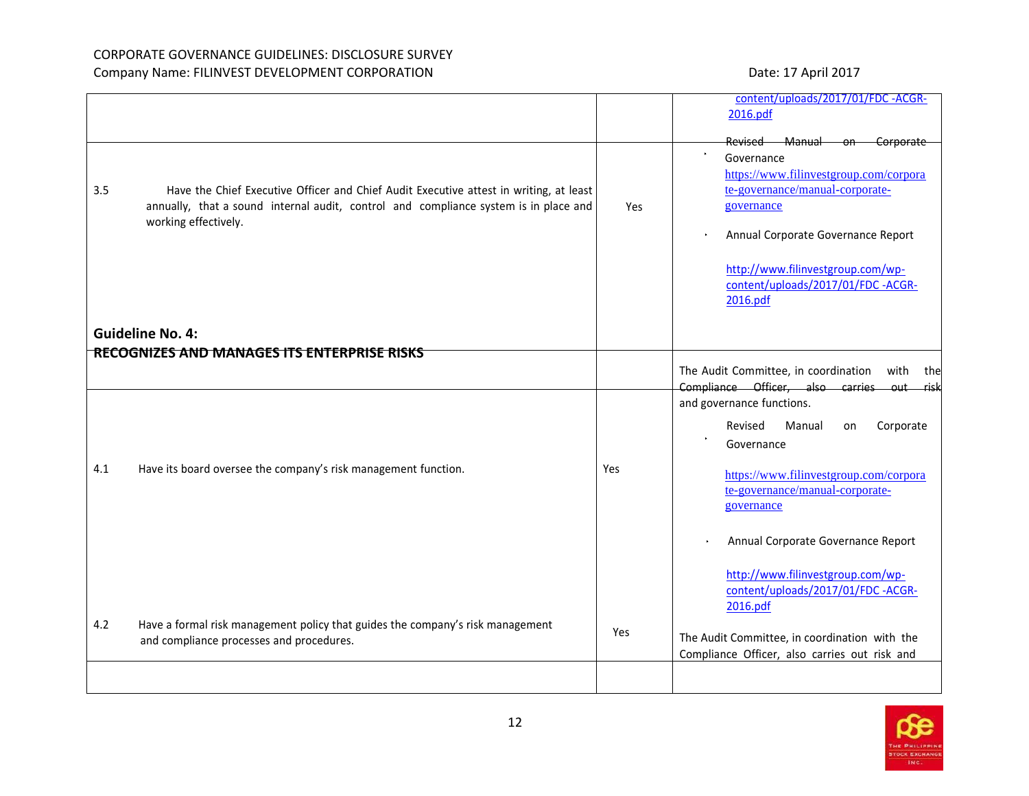| | | |
|---|---|---|
| | | content/uploads/2017/01/FDC -ACGR-2016.pdf |
| 3.5 Have the Chief Executive Officer and Chief Audit Executive attest in writing, at least annually, that a sound internal audit, control and compliance system is in place and working effectively. | Yes | • Revised Manual on Corporate Governance https://www.filinvestgroup.com/corporate-governance/manual-corporate-governance<br>• Annual Corporate Governance Report http://www.filinvestgroup.com/wp-content/uploads/2017/01/FDC -ACGR-2016.pdf |
| **Guideline No. 4: RECOGNIZES AND MANAGES ITS ENTERPRISE RISKS** | | |
| 4.1 Have its board oversee the company's risk management function. | Yes | The Audit Committee, in coordination with the Compliance Officer, also carries out risk and governance functions.<br>• Revised Manual on Corporate Governance https://www.filinvestgroup.com/corporate-governance/manual-corporate-governance<br>• Annual Corporate Governance Report http://www.filinvestgroup.com/wp-content/uploads/2017/01/FDC -ACGR-2016.pdf |
| 4.2 Have a formal risk management policy that guides the company's risk management and compliance processes and procedures. | Yes | The Audit Committee, in coordination with the Compliance Officer, also carries out risk and |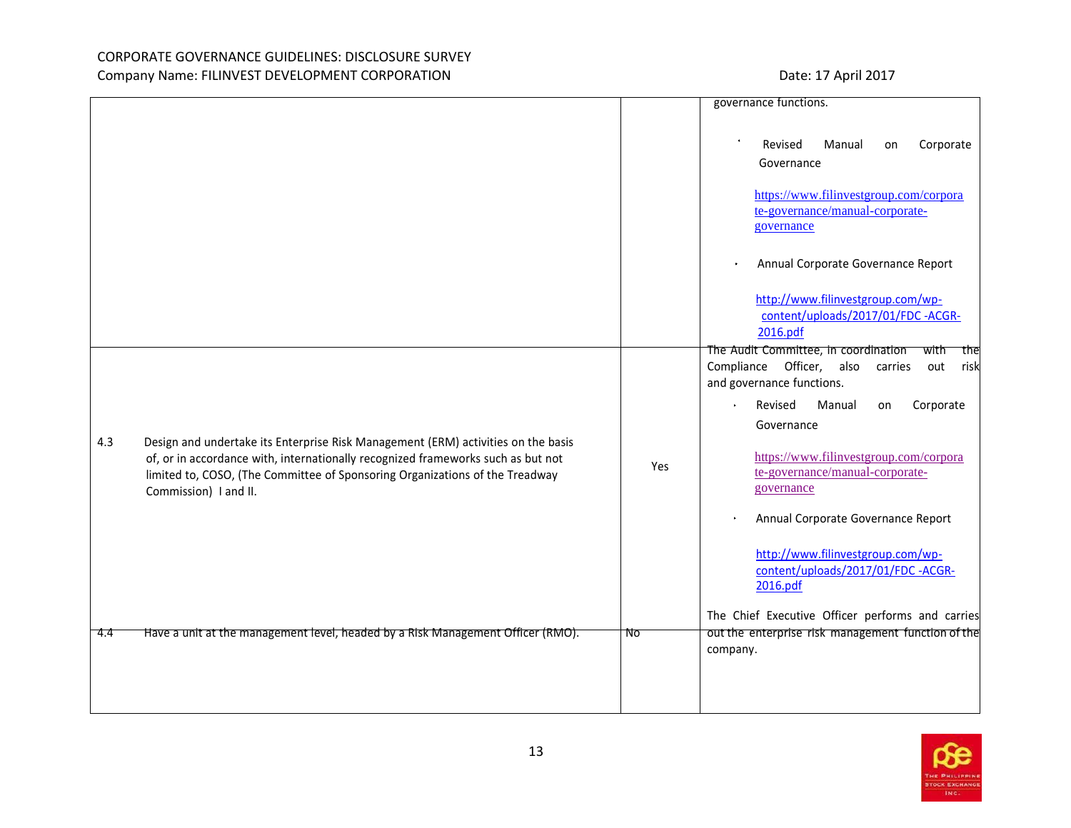| | | |
|---|---|---|
| | | governance functions.<br><br>• Revised Manual on Corporate Governance<br><br>https://www.filinvestgroup.com/corporate-governance/manual-corporate-governance<br><br>• Annual Corporate Governance Report<br><br>http://www.filinvestgroup.com/wp-content/uploads/2017/01/FDC -ACGR-2016.pdf |
| 4.3 Design and undertake its Enterprise Risk Management (ERM) activities on the basis of, or in accordance with, internationally recognized frameworks such as but not limited to, COSO, (The Committee of Sponsoring Organizations of the Treadway Commission) I and II. | Yes | The Audit Committee, in coordination with the Compliance Officer, also carries out risk and governance functions.<br><br>• Revised Manual on Corporate Governance<br><br>https://www.filinvestgroup.com/corporate-governance/manual-corporate-governance<br><br>• Annual Corporate Governance Report<br><br>http://www.filinvestgroup.com/wp-content/uploads/2017/01/FDC -ACGR-2016.pdf |
| 4.4 Have a unit at the management level, headed by a Risk Management Officer (RMO). | No | The Chief Executive Officer performs and carries out the enterprise risk management function of the company. |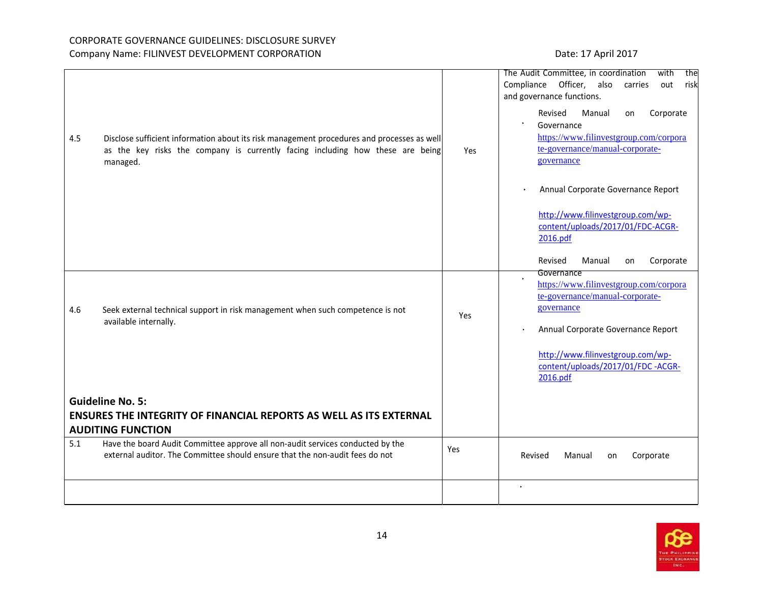CORPORATE GOVERNANCE GUIDELINES: DISCLOSURE SURVEY
Company Name: FILINVEST DEVELOPMENT CORPORATION
Date: 17 April 2017

| | | |
|---|---|---|
| | | The Audit Committee, in coordination with the Compliance Officer, also carries out risk and governance functions. |
| 4.5 Disclose sufficient information about its risk management procedures and processes as well as the key risks the company is currently facing including how these are being managed. | Yes | • Revised Manual on Corporate Governance https://www.filinvestgroup.com/corporate-governance/manual-corporate-governance<br><br>• Annual Corporate Governance Report http://www.filinvestgroup.com/wp-content/uploads/2017/01/FDC-ACGR-2016.pdf |
| 4.6 Seek external technical support in risk management when such competence is not available internally. | Yes | • Revised Manual on Corporate Governance https://www.filinvestgroup.com/corporate-governance/manual-corporate-governance<br><br>• Annual Corporate Governance Report http://www.filinvestgroup.com/wp-content/uploads/2017/01/FDC -ACGR-2016.pdf |
| **Guideline No. 5: ENSURES THE INTEGRITY OF FINANCIAL REPORTS AS WELL AS ITS EXTERNAL AUDITING FUNCTION** | | |
| 5.1 Have the board Audit Committee approve all non-audit services conducted by the external auditor. The Committee should ensure that the non-audit fees do not | Yes | Revised Manual on Corporate |
| | | • |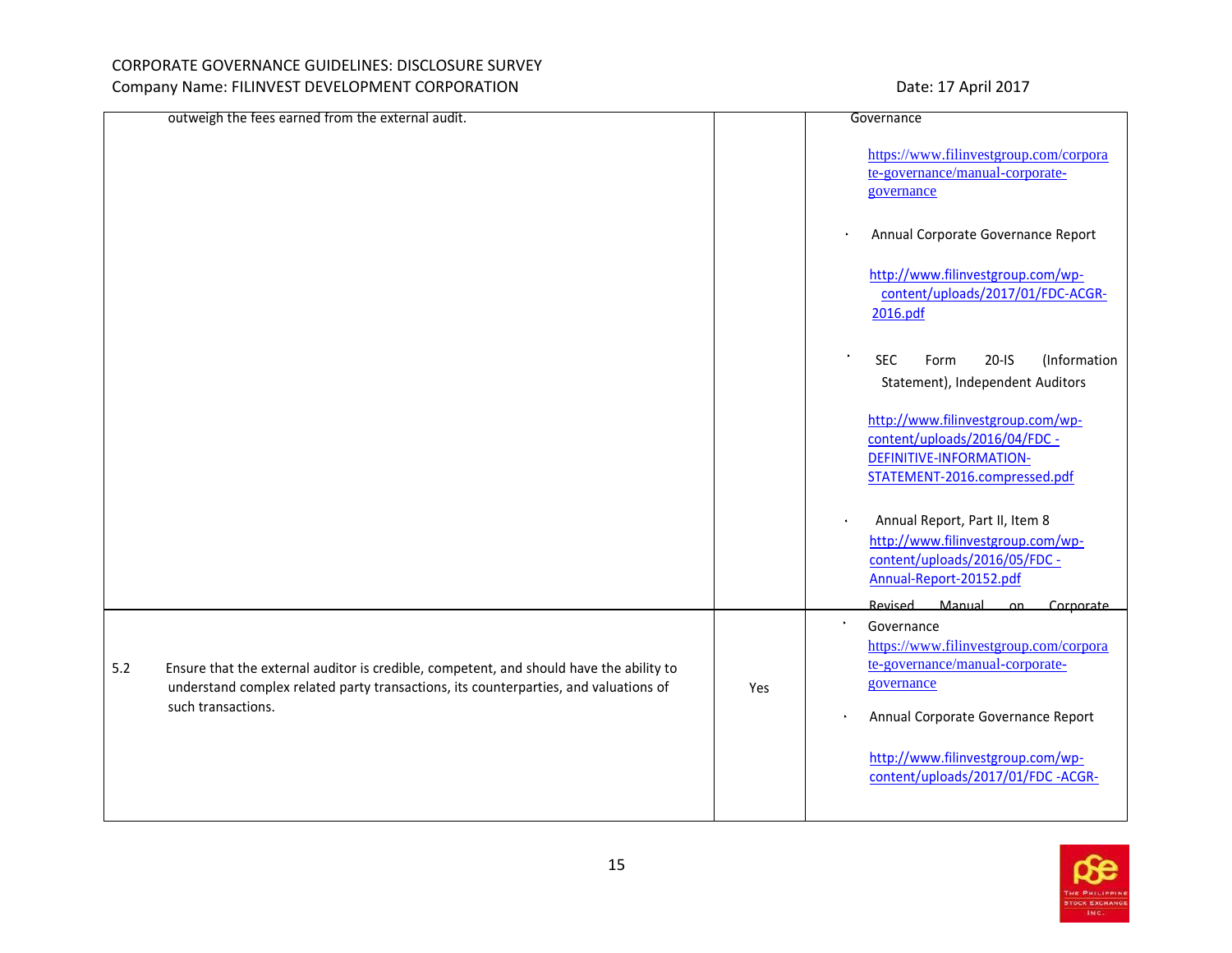| | | |
|---|---|---|
| outweigh the fees earned from the external audit. | | Governance<br><br>https://www.filinvestgroup.com/corporate-governance/manual-corporate-governance<br><br>• Annual Corporate Governance Report<br><br>http://www.filinvestgroup.com/wp-content/uploads/2017/01/FDC-ACGR-2016.pdf<br><br>• SEC Form 20-IS (Information Statement), Independent Auditors<br><br>http://www.filinvestgroup.com/wp-content/uploads/2016/04/FDC - DEFINITIVE-INFORMATION-STATEMENT-2016.compressed.pdf<br><br>• Annual Report, Part II, Item 8<br>http://www.filinvestgroup.com/wp-content/uploads/2016/05/FDC - Annual-Report-20152.pdf |
| 5.2 Ensure that the external auditor is credible, competent, and should have the ability to understand complex related party transactions, its counterparties, and valuations of such transactions. | Yes | • Revised Manual on Corporate Governance<br>https://www.filinvestgroup.com/corporate-governance/manual-corporate-governance<br><br>• Annual Corporate Governance Report<br><br>http://www.filinvestgroup.com/wp-content/uploads/2017/01/FDC -ACGR- |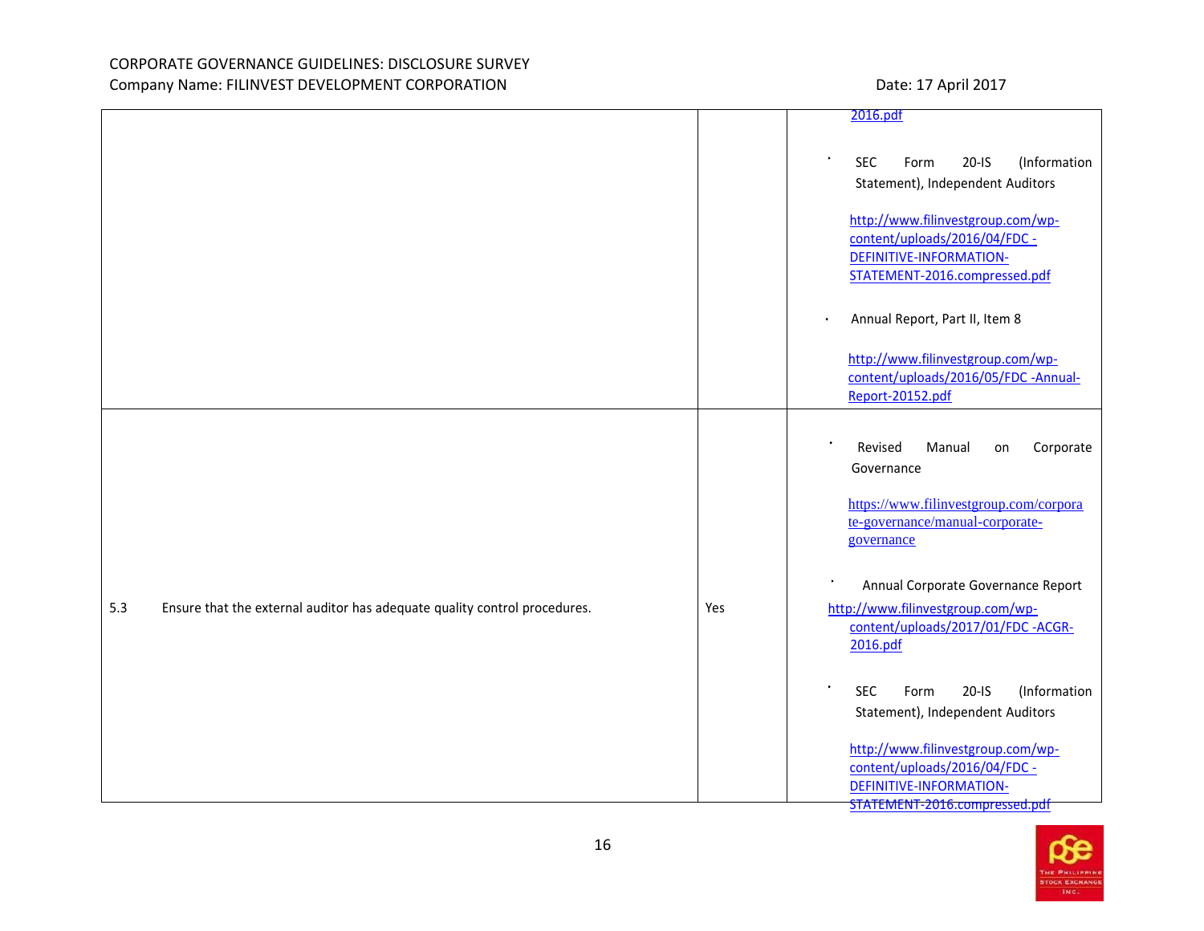| | | |
|---|---|---|
| | | 2016.pdf<br><br>• SEC Form 20-IS (Information Statement), Independent Auditors<br><br>http://www.filinvestgroup.com/wp-content/uploads/2016/04/FDC -DEFINITIVE-INFORMATION-STATEMENT-2016.compressed.pdf<br><br>• Annual Report, Part II, Item 8<br><br>http://www.filinvestgroup.com/wp-content/uploads/2016/05/FDC -Annual-Report-20152.pdf |
| 5.3 Ensure that the external auditor has adequate quality control procedures. | Yes | • Revised Manual on Corporate Governance<br><br>https://www.filinvestgroup.com/corporate-governance/manual-corporate-governance<br><br>• Annual Corporate Governance Report<br><br>http://www.filinvestgroup.com/wp-content/uploads/2017/01/FDC -ACGR-2016.pdf<br><br>• SEC Form 20-IS (Information Statement), Independent Auditors<br><br>http://www.filinvestgroup.com/wp-content/uploads/2016/04/FDC -DEFINITIVE-INFORMATION-STATEMENT-2016.compressed.pdf |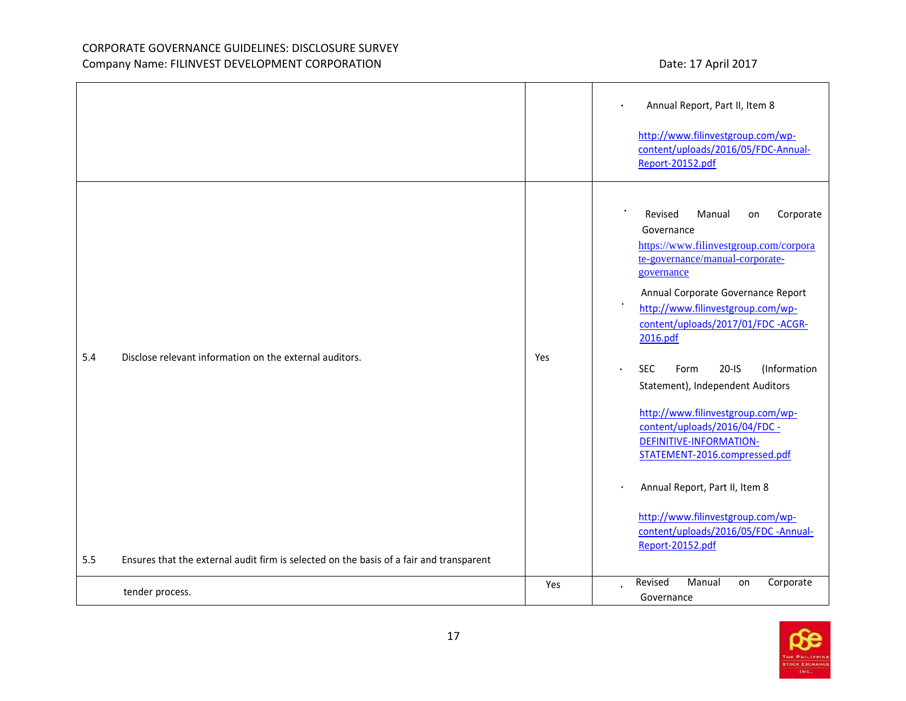| | | |
|---|---|---|
| | | • Annual Report, Part II, Item 8<br><br>http://www.filinvestgroup.com/wp-content/uploads/2016/05/FDC-Annual-Report-20152.pdf |
| 5.4 Disclose relevant information on the external auditors. | Yes | • Revised Manual on Corporate Governance<br>https://www.filinvestgroup.com/corporate-governance/manual-corporate-governance<br><br>• Annual Corporate Governance Report<br>http://www.filinvestgroup.com/wp-content/uploads/2017/01/FDC -ACGR-2016.pdf<br><br>• SEC Form 20-IS (Information Statement), Independent Auditors<br><br>http://www.filinvestgroup.com/wp-content/uploads/2016/04/FDC -DEFINITIVE-INFORMATION-STATEMENT-2016.compressed.pdf<br><br>• Annual Report, Part II, Item 8<br><br>http://www.filinvestgroup.com/wp-content/uploads/2016/05/FDC -Annual-Report-20152.pdf |
| 5.5 Ensures that the external audit firm is selected on the basis of a fair and transparent tender process. | Yes | • Revised Manual on Corporate Governance |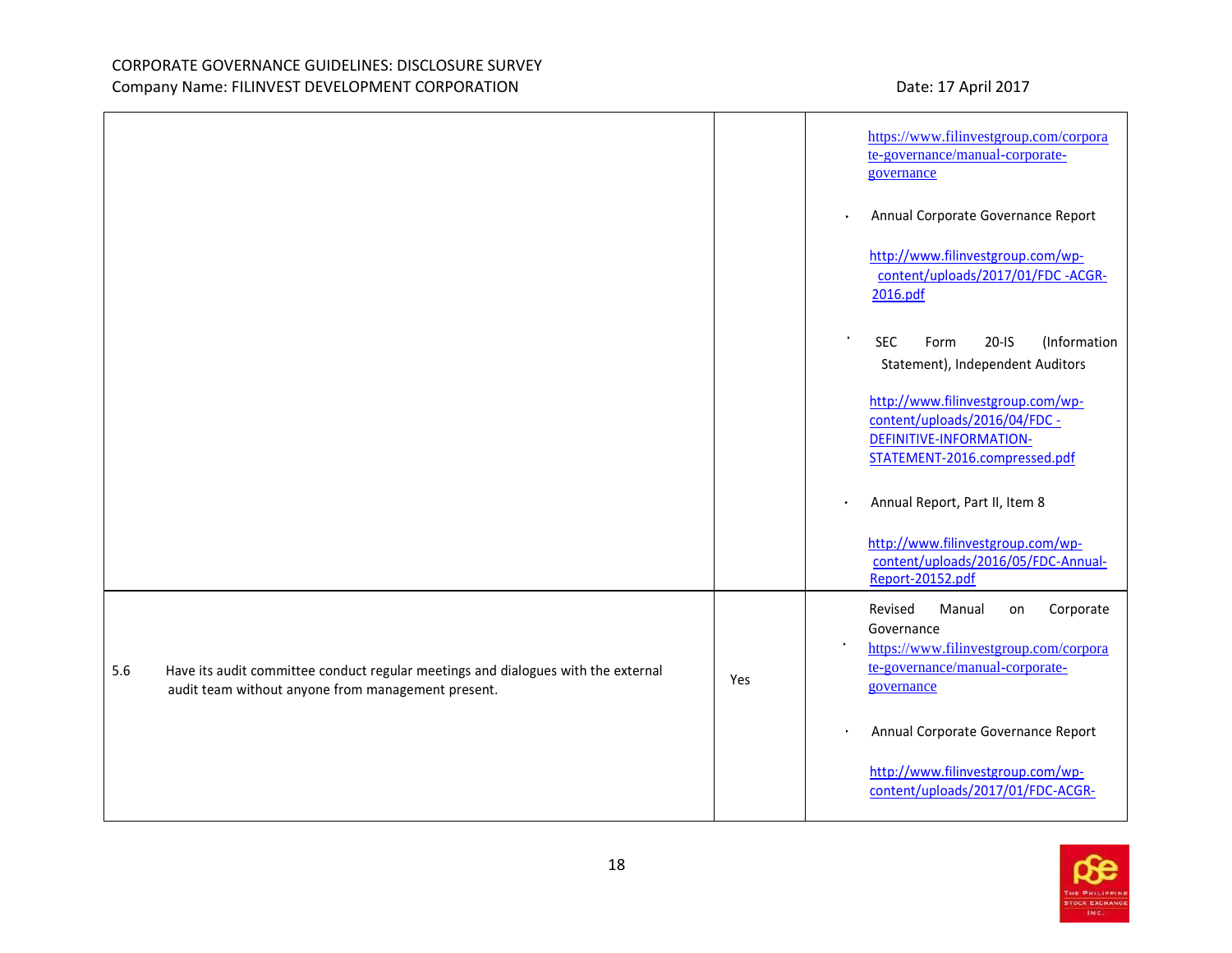| | | |
|---|---|---|
| | | https://www.filinvestgroup.com/corporate-governance/manual-corporate-governance<br><br>• Annual Corporate Governance Report<br><br>http://www.filinvestgroup.com/wp-content/uploads/2017/01/FDC -ACGR-2016.pdf<br><br>• SEC Form 20-IS (Information Statement), Independent Auditors<br><br>http://www.filinvestgroup.com/wp-content/uploads/2016/04/FDC -DEFINITIVE-INFORMATION-STATEMENT-2016.compressed.pdf<br><br>• Annual Report, Part II, Item 8<br><br>http://www.filinvestgroup.com/wp-content/uploads/2016/05/FDC-Annual-Report-20152.pdf |
| 5.6 Have its audit committee conduct regular meetings and dialogues with the external audit team without anyone from management present. | Yes | Revised Manual on Corporate Governance<br>• https://www.filinvestgroup.com/corporate-governance/manual-corporate-governance<br><br>• Annual Corporate Governance Report<br><br>http://www.filinvestgroup.com/wp-content/uploads/2017/01/FDC-ACGR- |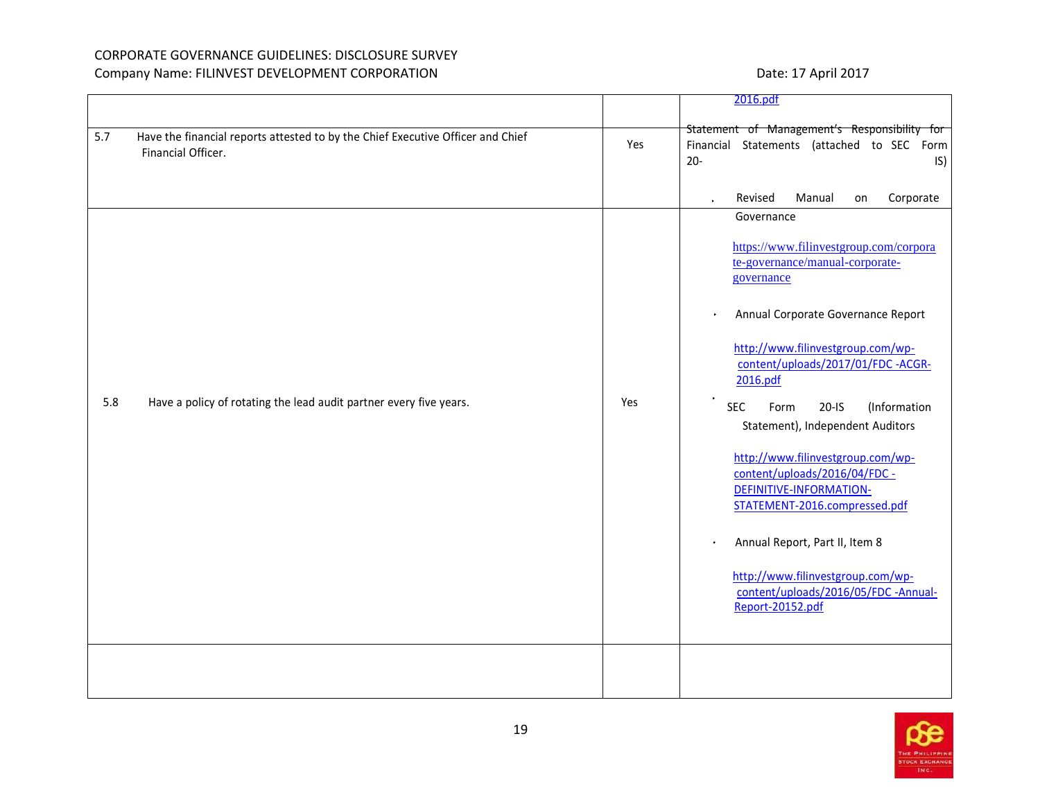| | | |
|---|---|---|
| | | 2016.pdf |
| 5.7 Have the financial reports attested to by the Chief Executive Officer and Chief Financial Officer. | Yes | Statement of Management's Responsibility for Financial Statements (attached to SEC Form 20-IS)<br><br>• Revised Manual on Corporate Governance |
| 5.8 Have a policy of rotating the lead audit partner every five years. | Yes | https://www.filinvestgroup.com/corporate-governance/manual-corporate-governance<br><br>• Annual Corporate Governance Report<br><br>http://www.filinvestgroup.com/wp-content/uploads/2017/01/FDC-ACGR-2016.pdf<br><br>• SEC Form 20-IS (Information Statement), Independent Auditors<br><br>http://www.filinvestgroup.com/wp-content/uploads/2016/04/FDC-DEFINITIVE-INFORMATION-STATEMENT-2016.compressed.pdf<br><br>• Annual Report, Part II, Item 8<br><br>http://www.filinvestgroup.com/wp-content/uploads/2016/05/FDC-Annual-Report-20152.pdf |
| | | |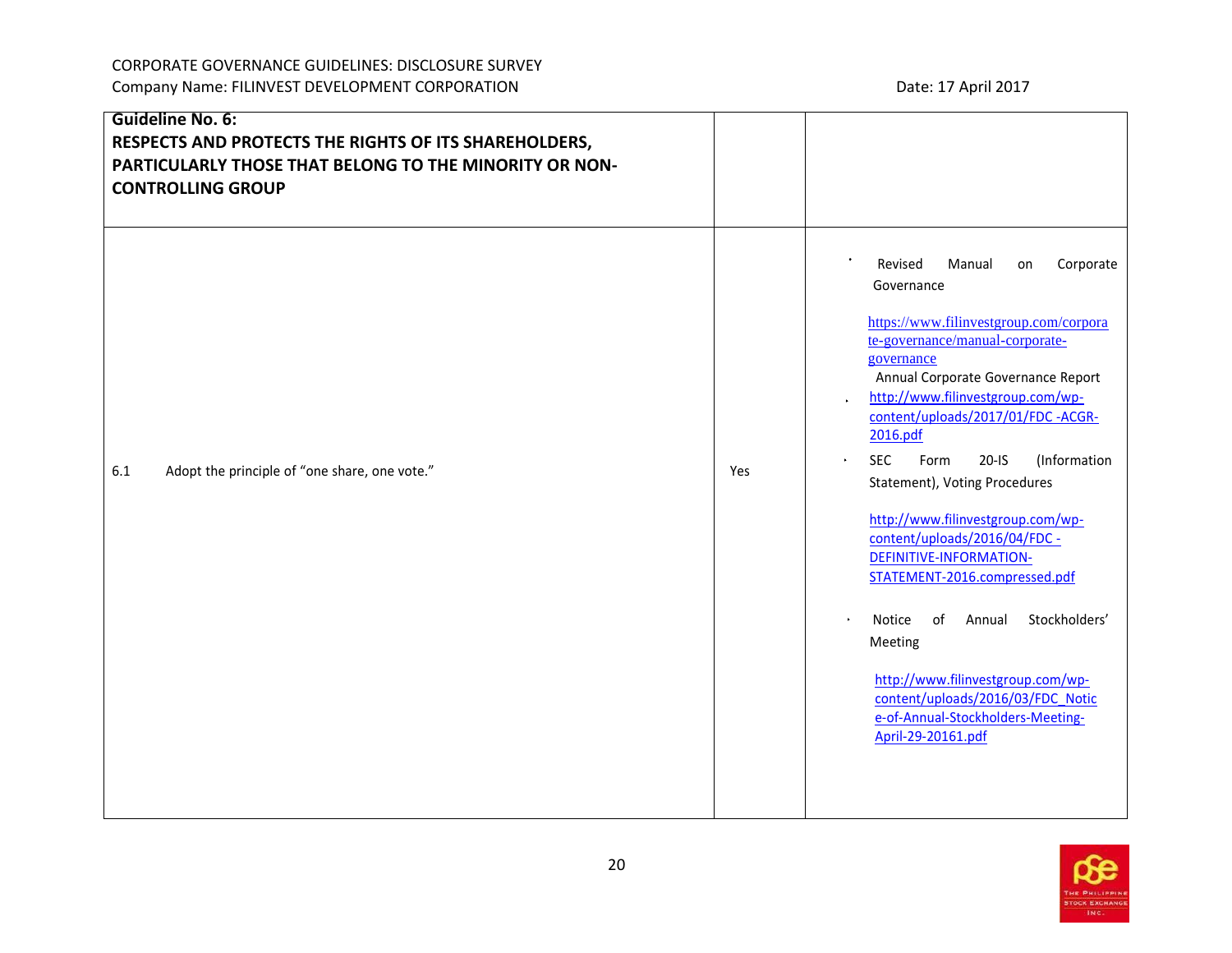CORPORATE GOVERNANCE GUIDELINES: DISCLOSURE SURVEY
Company Name: FILINVEST DEVELOPMENT CORPORATION

Date: 17 April 2017

| **Guideline No. 6: RESPECTS AND PROTECTS THE RIGHTS OF ITS SHAREHOLDERS, PARTICULARLY THOSE THAT BELONG TO THE MINORITY OR NON-CONTROLLING GROUP** | | |
|---|---|---|
| 6.1 Adopt the principle of "one share, one vote." | Yes | • Revised Manual on Corporate Governance https://www.filinvestgroup.com/corporate-governance/manual-corporate-governance <br> Annual Corporate Governance Report <br> • http://www.filinvestgroup.com/wp-content/uploads/2017/01/FDC -ACGR-2016.pdf <br> • SEC Form 20-IS (Information Statement), Voting Procedures <br> http://www.filinvestgroup.com/wp-content/uploads/2016/04/FDC -DEFINITIVE-INFORMATION-STATEMENT-2016.compressed.pdf <br> • Notice of Annual Stockholders' Meeting <br> http://www.filinvestgroup.com/wp-content/uploads/2016/03/FDC_Notice-of-Annual-Stockholders-Meeting-April-29-20161.pdf |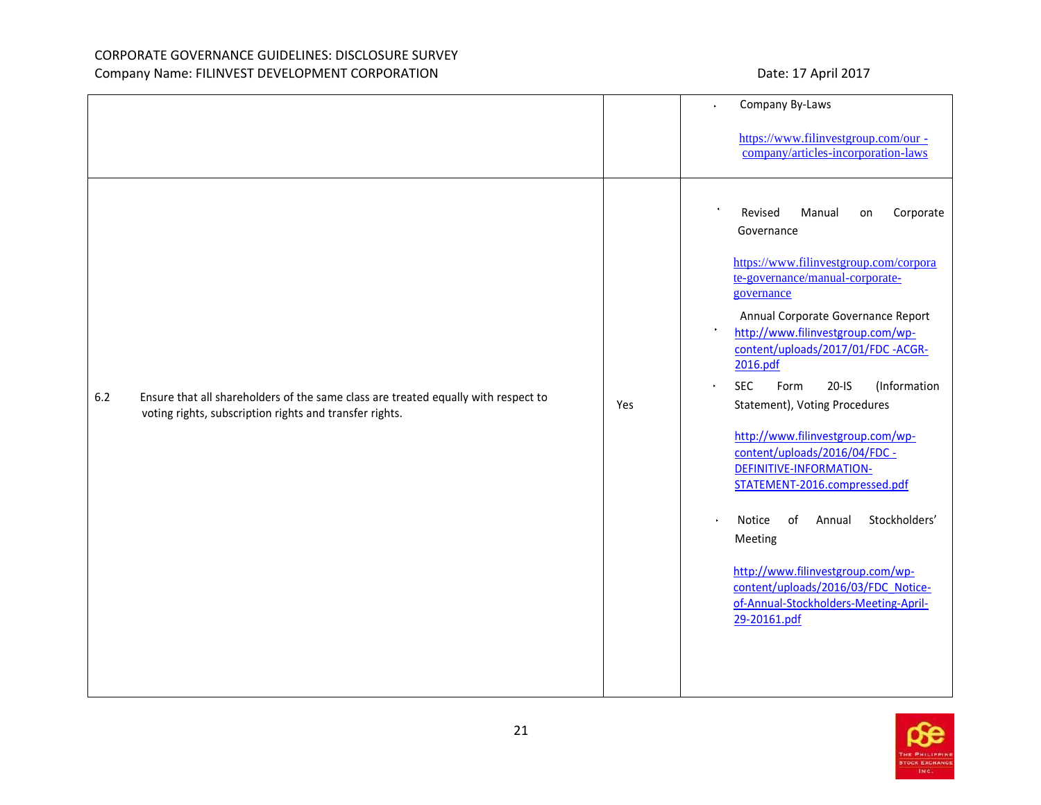| | | |
|---|---|---|
| | | • Company By-Laws<br><br>https://www.filinvestgroup.com/our - company/articles-incorporation-laws |
| 6.2 Ensure that all shareholders of the same class are treated equally with respect to voting rights, subscription rights and transfer rights. | Yes | • Revised Manual on Corporate Governance<br><br>https://www.filinvestgroup.com/corporate-governance/manual-corporate-governance<br><br>• Annual Corporate Governance Report<br>http://www.filinvestgroup.com/wp-content/uploads/2017/01/FDC -ACGR-2016.pdf<br><br>• SEC Form 20-IS (Information Statement), Voting Procedures<br><br>http://www.filinvestgroup.com/wp-content/uploads/2016/04/FDC -DEFINITIVE-INFORMATION-STATEMENT-2016.compressed.pdf<br><br>• Notice of Annual Stockholders' Meeting<br><br>http://www.filinvestgroup.com/wp-content/uploads/2016/03/FDC_Notice-of-Annual-Stockholders-Meeting-April-29-20161.pdf |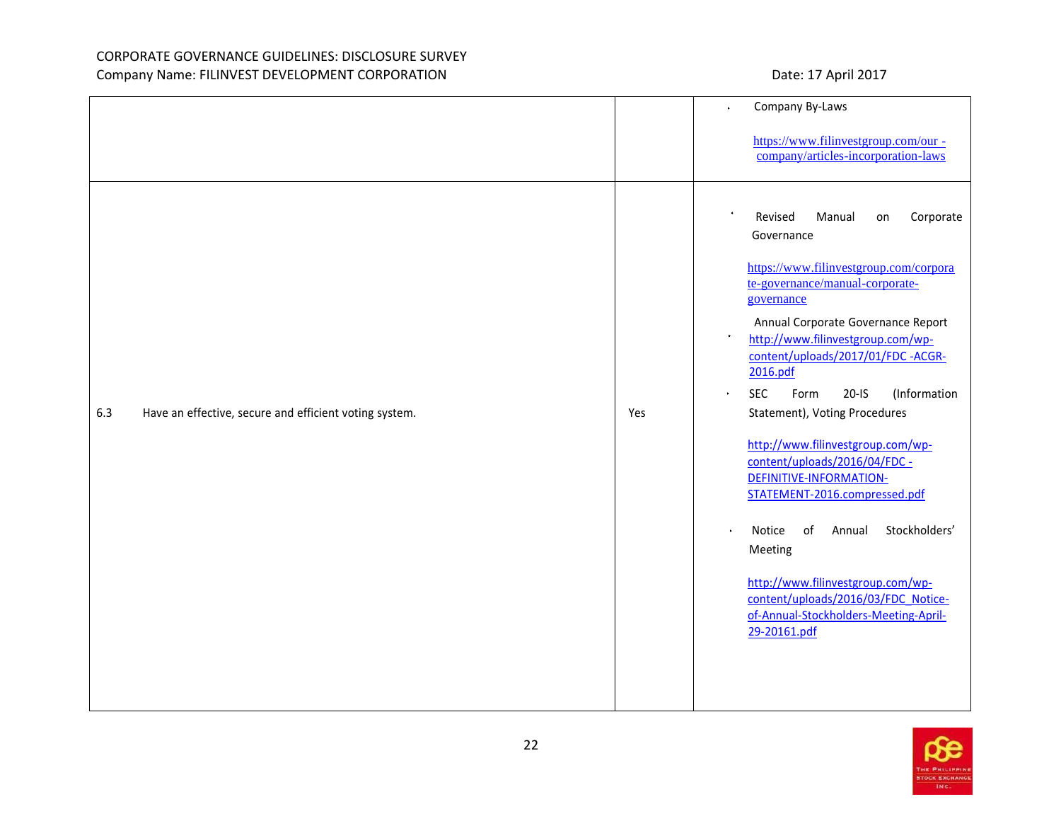| | | |
|---|---|---|
| | | • Company By-Laws<br><br>https://www.filinvestgroup.com/our - company/articles-incorporation-laws |
| 6.3 Have an effective, secure and efficient voting system. | Yes | • Revised Manual on Corporate Governance<br><br>https://www.filinvestgroup.com/corporate-governance/manual-corporate-governance<br><br>• Annual Corporate Governance Report http://www.filinvestgroup.com/wp-content/uploads/2017/01/FDC -ACGR-2016.pdf<br><br>• SEC Form 20-IS (Information Statement), Voting Procedures<br><br>http://www.filinvestgroup.com/wp-content/uploads/2016/04/FDC - DEFINITIVE-INFORMATION-STATEMENT-2016.compressed.pdf<br><br>• Notice of Annual Stockholders' Meeting<br><br>http://www.filinvestgroup.com/wp-content/uploads/2016/03/FDC_Notice-of-Annual-Stockholders-Meeting-April-29-20161.pdf |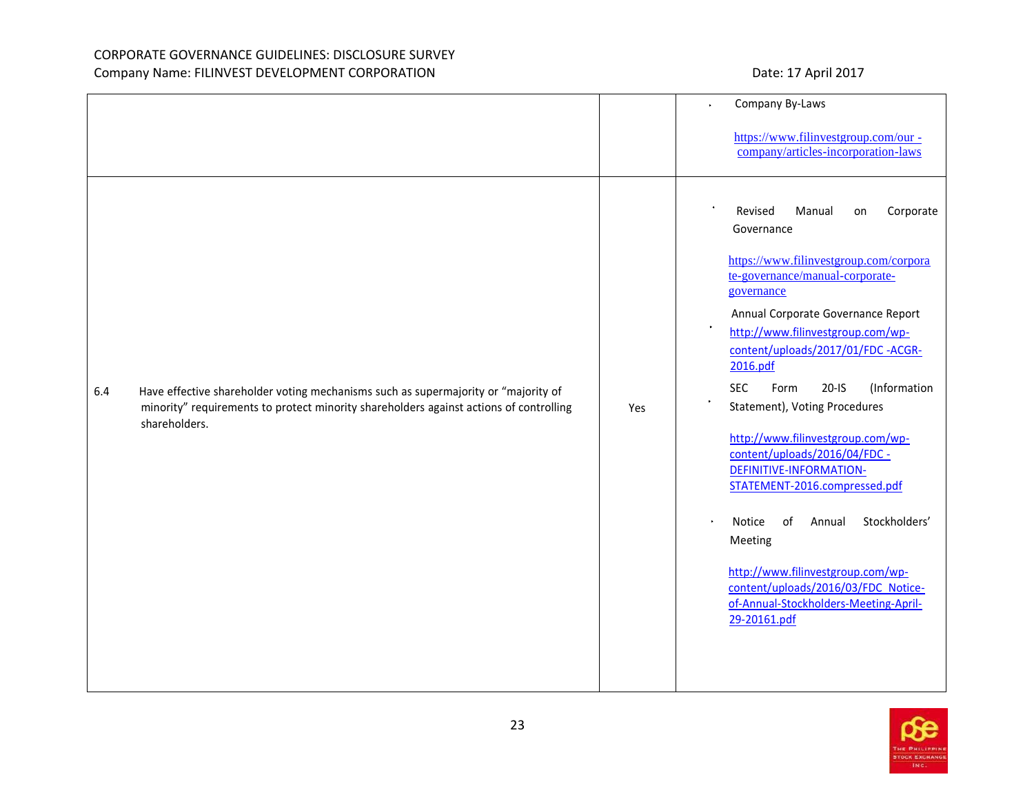| | | |
|---|---|---|
| | | • Company By-Laws<br><br>https://www.filinvestgroup.com/our -company/articles-incorporation-laws |
| 6.4 Have effective shareholder voting mechanisms such as supermajority or "majority of minority" requirements to protect minority shareholders against actions of controlling shareholders. | Yes | • Revised Manual on Corporate Governance<br><br>https://www.filinvestgroup.com/corporate-governance/manual-corporate-governance<br><br>• Annual Corporate Governance Report<br>http://www.filinvestgroup.com/wp-content/uploads/2017/01/FDC -ACGR-2016.pdf<br><br>• SEC Form 20-IS (Information Statement), Voting Procedures<br><br>http://www.filinvestgroup.com/wp-content/uploads/2016/04/FDC -DEFINITIVE-INFORMATION-STATEMENT-2016.compressed.pdf<br><br>• Notice of Annual Stockholders' Meeting<br><br>http://www.filinvestgroup.com/wp-content/uploads/2016/03/FDC_Notice-of-Annual-Stockholders-Meeting-April-29-20161.pdf |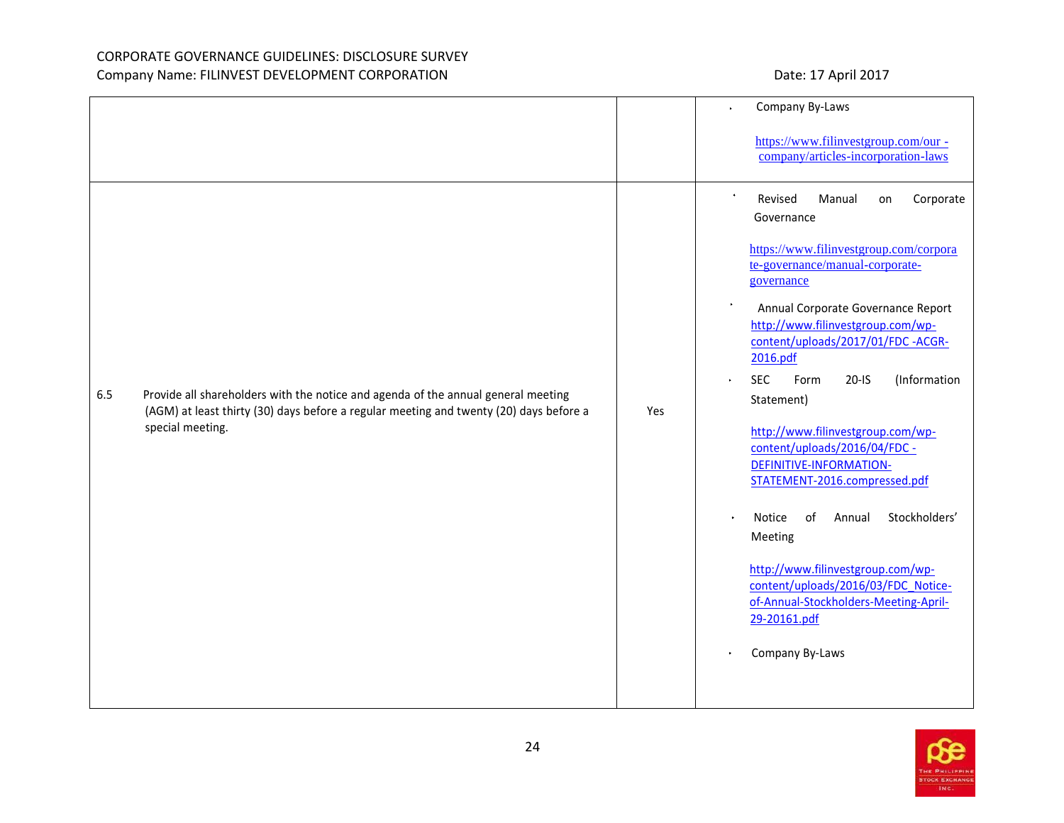| | | |
|---|---|---|
| | | • Company By-Laws<br><br>https://www.filinvestgroup.com/our - company/articles-incorporation-laws |
| 6.5 Provide all shareholders with the notice and agenda of the annual general meeting (AGM) at least thirty (30) days before a regular meeting and twenty (20) days before a special meeting. | Yes | • Revised Manual on Corporate Governance<br><br>https://www.filinvestgroup.com/corporate-governance/manual-corporate-governance<br><br>• Annual Corporate Governance Report http://www.filinvestgroup.com/wp-content/uploads/2017/01/FDC -ACGR-2016.pdf<br><br>• SEC Form 20-IS (Information Statement)<br><br>http://www.filinvestgroup.com/wp-content/uploads/2016/04/FDC -DEFINITIVE-INFORMATION-STATEMENT-2016.compressed.pdf<br><br>• Notice of Annual Stockholders' Meeting<br><br>http://www.filinvestgroup.com/wp-content/uploads/2016/03/FDC_Notice-of-Annual-Stockholders-Meeting-April-29-20161.pdf<br><br>• Company By-Laws |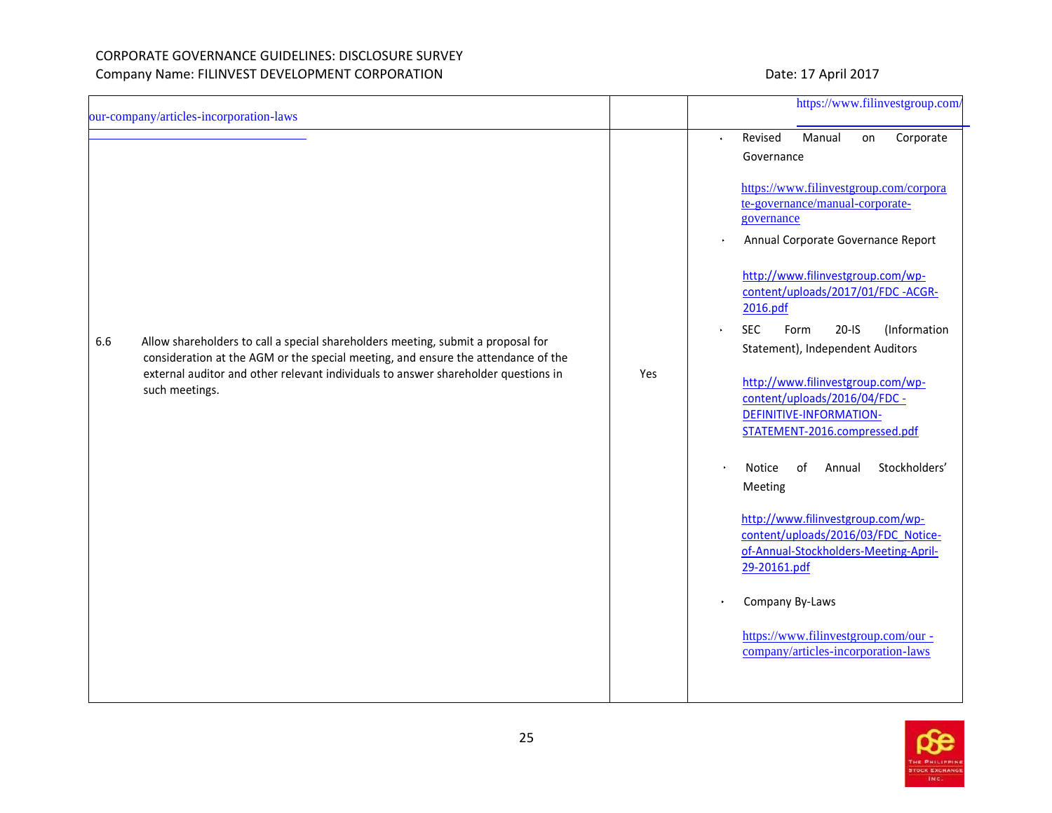| | | |
|---|---|---|
| our-company/articles-incorporation-laws | | https://www.filinvestgroup.com/ |
| 6.6 Allow shareholders to call a special shareholders meeting, submit a proposal for consideration at the AGM or the special meeting, and ensure the attendance of the external auditor and other relevant individuals to answer shareholder questions in such meetings. | Yes | • Revised Manual on Corporate Governance<br><br>https://www.filinvestgroup.com/corporate-governance/manual-corporate-governance<br><br>• Annual Corporate Governance Report<br><br>http://www.filinvestgroup.com/wp-content/uploads/2017/01/FDC -ACGR-2016.pdf<br><br>• SEC Form 20-IS (Information Statement), Independent Auditors<br><br>http://www.filinvestgroup.com/wp-content/uploads/2016/04/FDC -DEFINITIVE-INFORMATION-STATEMENT-2016.compressed.pdf<br><br>• Notice of Annual Stockholders' Meeting<br><br>http://www.filinvestgroup.com/wp-content/uploads/2016/03/FDC_Notice-of-Annual-Stockholders-Meeting-April-29-20161.pdf<br><br>• Company By-Laws<br><br>https://www.filinvestgroup.com/our -company/articles-incorporation-laws |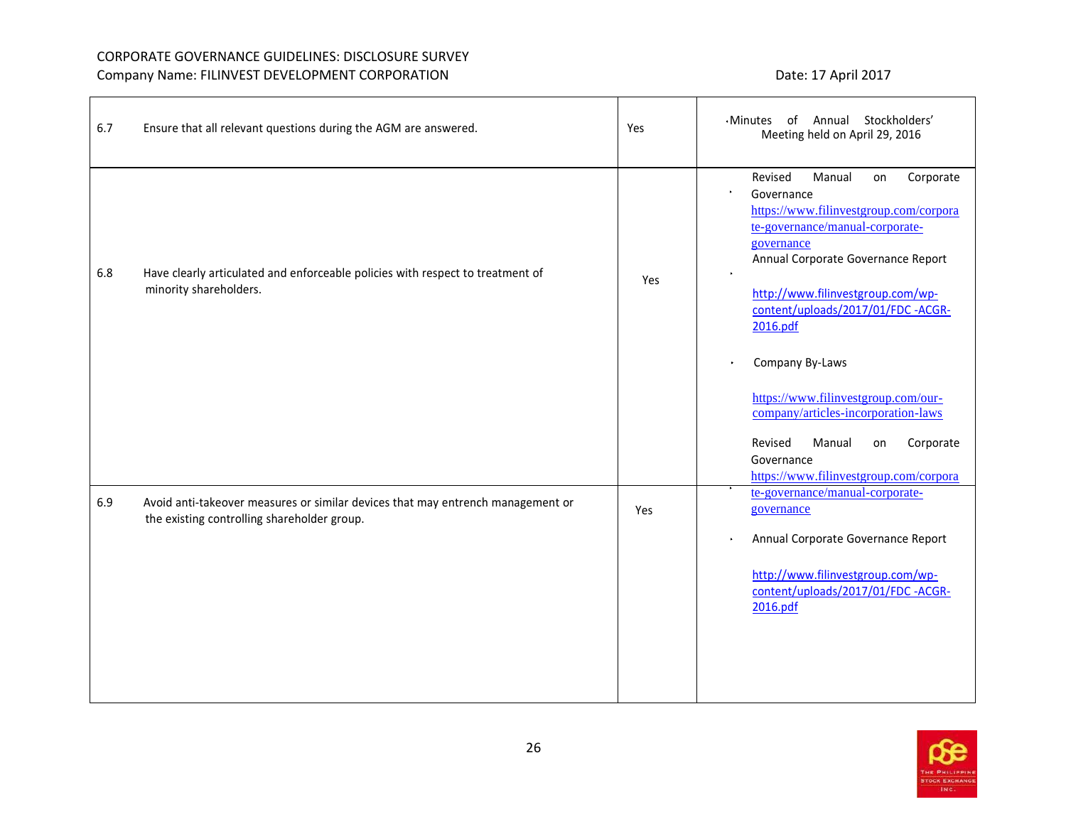| | | | |
|---|---|---|---|
| 6.7 | Ensure that all relevant questions during the AGM are answered. | Yes | • Minutes of Annual Stockholders' Meeting held on April 29, 2016 |
| 6.8 | Have clearly articulated and enforceable policies with respect to treatment of minority shareholders. | Yes | • Revised Manual on Corporate Governance https://www.filinvestgroup.com/corporate-governance/manual-corporate-governance<br>• Annual Corporate Governance Report http://www.filinvestgroup.com/wp-content/uploads/2017/01/FDC -ACGR-2016.pdf<br>• Company By-Laws https://www.filinvestgroup.com/our-company/articles-incorporation-laws |
| 6.9 | Avoid anti-takeover measures or similar devices that may entrench management or the existing controlling shareholder group. | Yes | • Revised Manual on Corporate Governance https://www.filinvestgroup.com/corporate-governance/manual-corporate-governance<br>• Annual Corporate Governance Report http://www.filinvestgroup.com/wp-content/uploads/2017/01/FDC -ACGR-2016.pdf |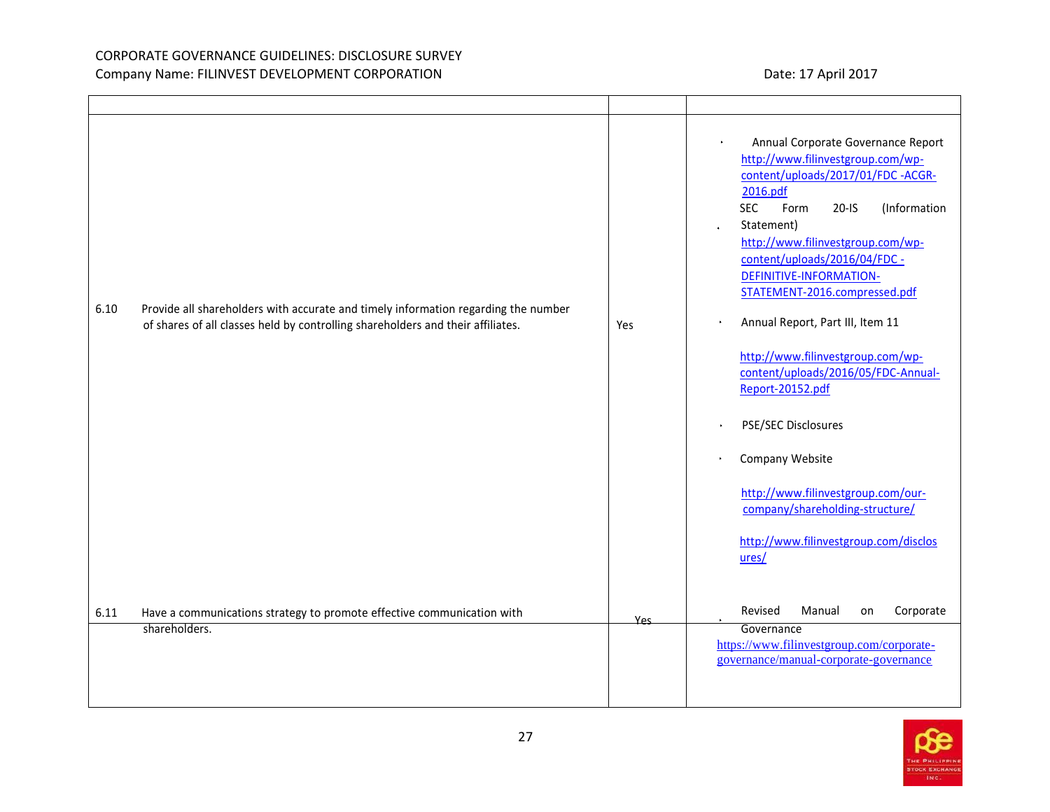CORPORATE GOVERNANCE GUIDELINES: DISCLOSURE SURVEY
Company Name: FILINVEST DEVELOPMENT CORPORATION

Date: 17 April 2017

| | | |
|---|---|---|
| 6.10 Provide all shareholders with accurate and timely information regarding the number of shares of all classes held by controlling shareholders and their affiliates. | Yes | • Annual Corporate Governance Report http://www.filinvestgroup.com/wp-content/uploads/2017/01/FDC -ACGR-2016.pdf<br>• SEC Form 20-IS (Information Statement) http://www.filinvestgroup.com/wp-content/uploads/2016/04/FDC -DEFINITIVE-INFORMATION-STATEMENT-2016.compressed.pdf<br>• Annual Report, Part III, Item 11 http://www.filinvestgroup.com/wp-content/uploads/2016/05/FDC-Annual-Report-20152.pdf<br>• PSE/SEC Disclosures<br>• Company Website http://www.filinvestgroup.com/our-company/shareholding-structure/ http://www.filinvestgroup.com/disclosures/ |
| 6.11 Have a communications strategy to promote effective communication with shareholders. | Yes | • Revised Manual on Corporate Governance https://www.filinvestgroup.com/corporate-governance/manual-corporate-governance |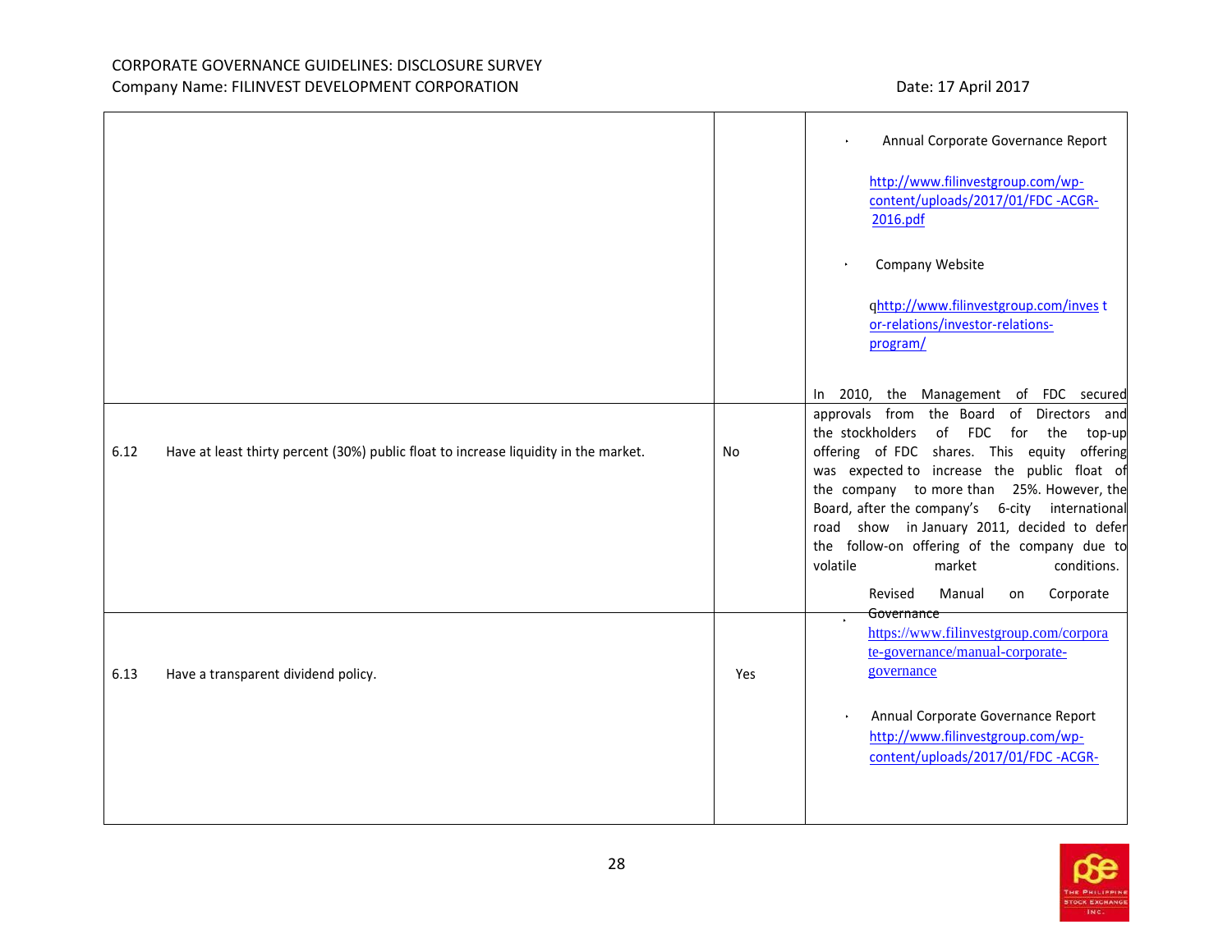| | | |
|---|---|---|
| | | • Annual Corporate Governance Report<br><br>http://www.filinvestgroup.com/wp-content/uploads/2017/01/FDC -ACGR-2016.pdf<br><br>• Company Website<br><br>qhttp://www.filinvestgroup.com/inves t or-relations/investor-relations-program/ |
| 6.12 Have at least thirty percent (30%) public float to increase liquidity in the market. | No | In 2010, the Management of FDC secured approvals from the Board of Directors and the stockholders of FDC for the top-up offering of FDC shares. This equity offering was expected to increase the public float of the company to more than 25%. However, the Board, after the company's 6-city international road show in January 2011, decided to defer the follow-on offering of the company due to volatile market conditions. |
| 6.13 Have a transparent dividend policy. | Yes | • Revised Manual on Corporate Governance<br>https://www.filinvestgroup.com/corporate-governance/manual-corporate-governance<br><br>• Annual Corporate Governance Report<br>http://www.filinvestgroup.com/wp-content/uploads/2017/01/FDC -ACGR- |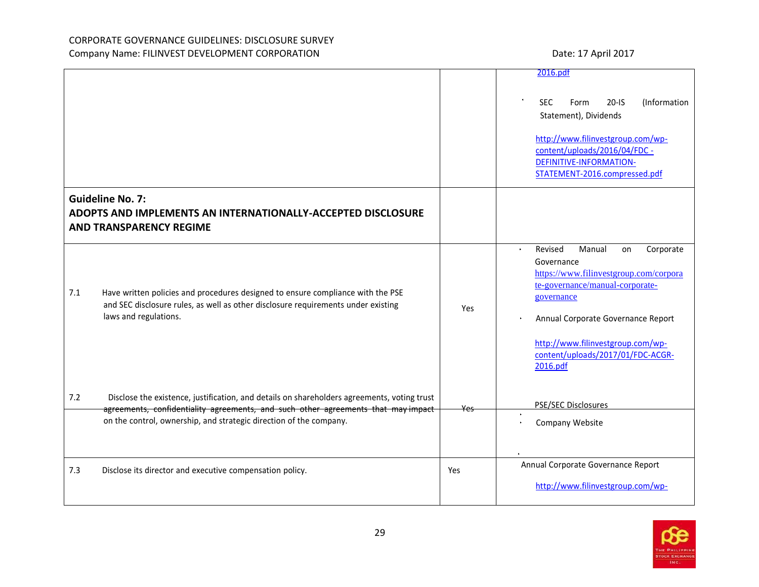| | | |
|---|---|---|
| | | [2016.pdf](2016.pdf)<br><br>• SEC Form 20-IS (Information Statement), Dividends<br><br>[http://www.filinvestgroup.com/wp-content/uploads/2016/04/FDC-DEFINITIVE-INFORMATION-STATEMENT-2016.compressed.pdf](http://www.filinvestgroup.com/wp-content/uploads/2016/04/FDC-DEFINITIVE-INFORMATION-STATEMENT-2016.compressed.pdf) |
| **Guideline No. 7:**<br>**ADOPTS AND IMPLEMENTS AN INTERNATIONALLY-ACCEPTED DISCLOSURE AND TRANSPARENCY REGIME** | | |
| 7.1 Have written policies and procedures designed to ensure compliance with the PSE and SEC disclosure rules, as well as other disclosure requirements under existing laws and regulations. | Yes | • Revised Manual on Corporate Governance [https://www.filinvestgroup.com/corporate-governance/manual-corporate-governance](https://www.filinvestgroup.com/corporate-governance/manual-corporate-governance)<br><br>• Annual Corporate Governance Report<br><br>[http://www.filinvestgroup.com/wp-content/uploads/2017/01/FDC-ACGR-2016.pdf](http://www.filinvestgroup.com/wp-content/uploads/2017/01/FDC-ACGR-2016.pdf) |
| 7.2 Disclose the existence, justification, and details on shareholders agreements, voting trust agreements, confidentiality agreements, and such other agreements that may impact on the control, ownership, and strategic direction of the company. | Yes | PSE/SEC Disclosures<br><br>• Company Website |
| 7.3 Disclose its director and executive compensation policy. | Yes | Annual Corporate Governance Report<br><br>[http://www.filinvestgroup.com/wp-](http://www.filinvestgroup.com/wp-) |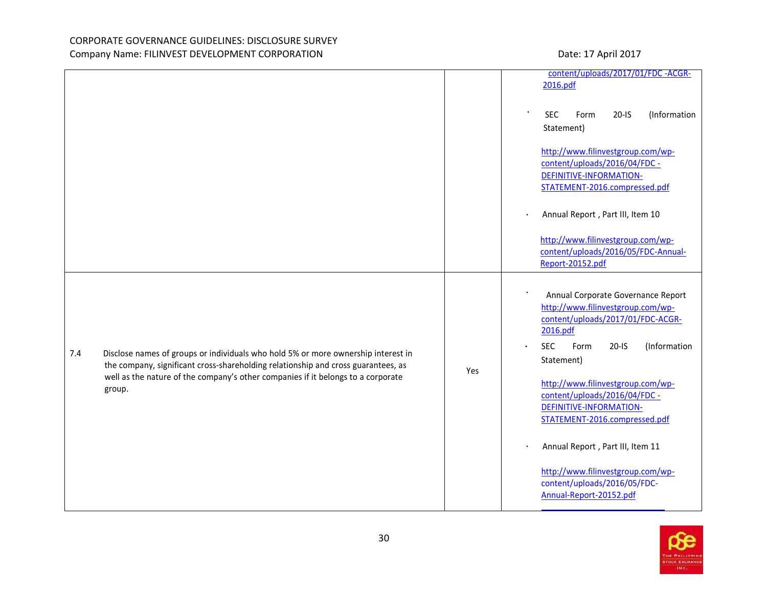| | | |
|---|---|---|
| | | content/uploads/2017/01/FDC -ACGR-2016.pdf<br><br>• SEC Form 20-IS (Information Statement)<br><br>http://www.filinvestgroup.com/wp-content/uploads/2016/04/FDC -DEFINITIVE-INFORMATION-STATEMENT-2016.compressed.pdf<br><br>• Annual Report , Part III, Item 10<br><br>http://www.filinvestgroup.com/wp-content/uploads/2016/05/FDC-Annual-Report-20152.pdf |
| 7.4 Disclose names of groups or individuals who hold 5% or more ownership interest in the company, significant cross-shareholding relationship and cross guarantees, as well as the nature of the company's other companies if it belongs to a corporate group. | Yes | • Annual Corporate Governance Report http://www.filinvestgroup.com/wp-content/uploads/2017/01/FDC-ACGR-2016.pdf<br><br>• SEC Form 20-IS (Information Statement)<br><br>http://www.filinvestgroup.com/wp-content/uploads/2016/04/FDC -DEFINITIVE-INFORMATION-STATEMENT-2016.compressed.pdf<br><br>• Annual Report , Part III, Item 11<br><br>http://www.filinvestgroup.com/wp-content/uploads/2016/05/FDC-Annual-Report-20152.pdf |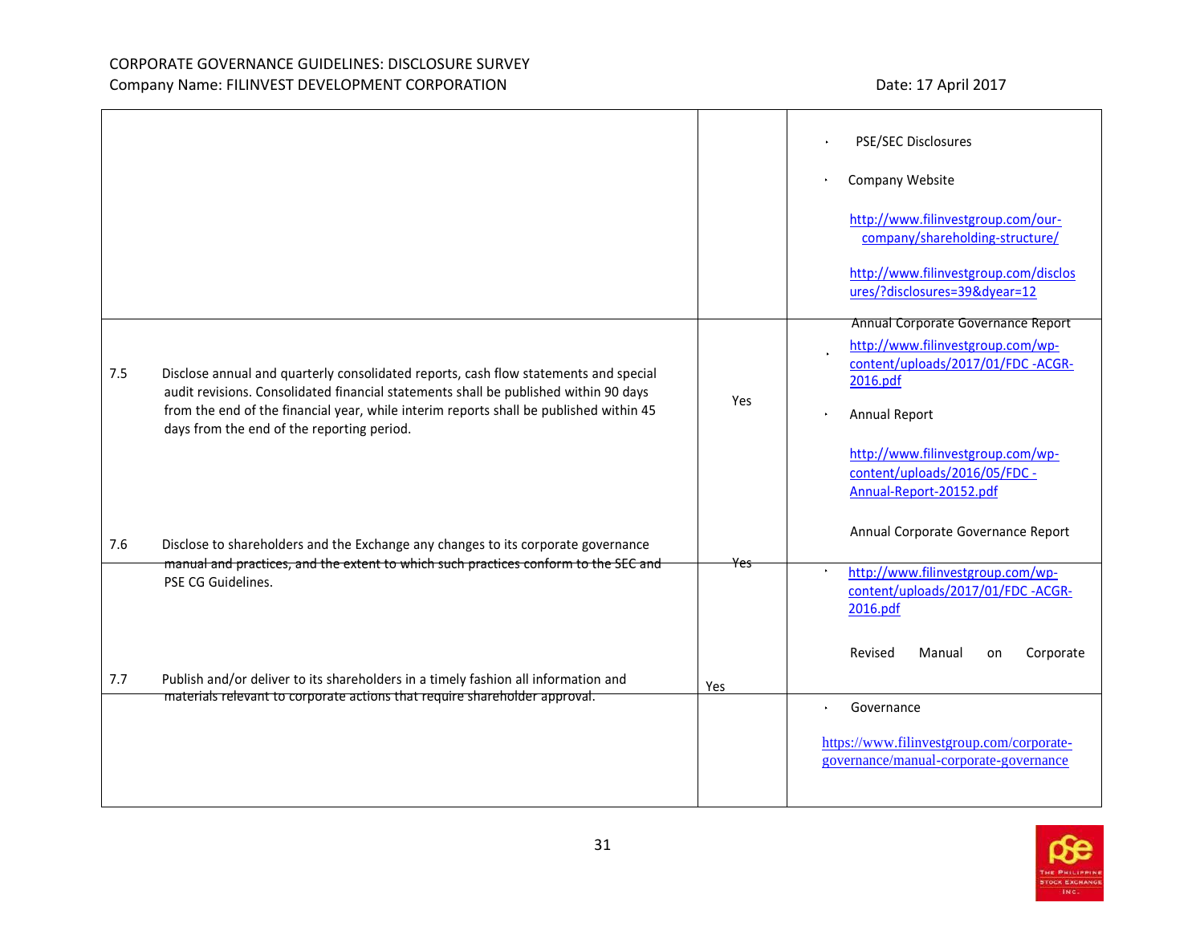CORPORATE GOVERNANCE GUIDELINES: DISCLOSURE SURVEY
Company Name: FILINVEST DEVELOPMENT CORPORATION

Date: 17 April 2017

| | | | |
|---|---|---|---|
| | | | • PSE/SEC Disclosures<br>• Company Website<br>http://www.filinvestgroup.com/our-company/shareholding-structure/<br>http://www.filinvestgroup.com/disclosures/?disclosures=39&dyear=12 |
| 7.5 | Disclose annual and quarterly consolidated reports, cash flow statements and special audit revisions. Consolidated financial statements shall be published within 90 days from the end of the financial year, while interim reports shall be published within 45 days from the end of the reporting period. | Yes | Annual Corporate Governance Report<br>• http://www.filinvestgroup.com/wp-content/uploads/2017/01/FDC-ACGR-2016.pdf<br>• Annual Report<br>http://www.filinvestgroup.com/wp-content/uploads/2016/05/FDC-Annual-Report-20152.pdf<br>Annual Corporate Governance Report |
| 7.6 | Disclose to shareholders and the Exchange any changes to its corporate governance manual and practices, and the extent to which such practices conform to the SEC and PSE CG Guidelines. | Yes | • http://www.filinvestgroup.com/wp-content/uploads/2017/01/FDC-ACGR-2016.pdf<br>Revised Manual on Corporate |
| 7.7 | Publish and/or deliver to its shareholders in a timely fashion all information and materials relevant to corporate actions that require shareholder approval. | Yes | • Governance<br>https://www.filinvestgroup.com/corporate-governance/manual-corporate-governance |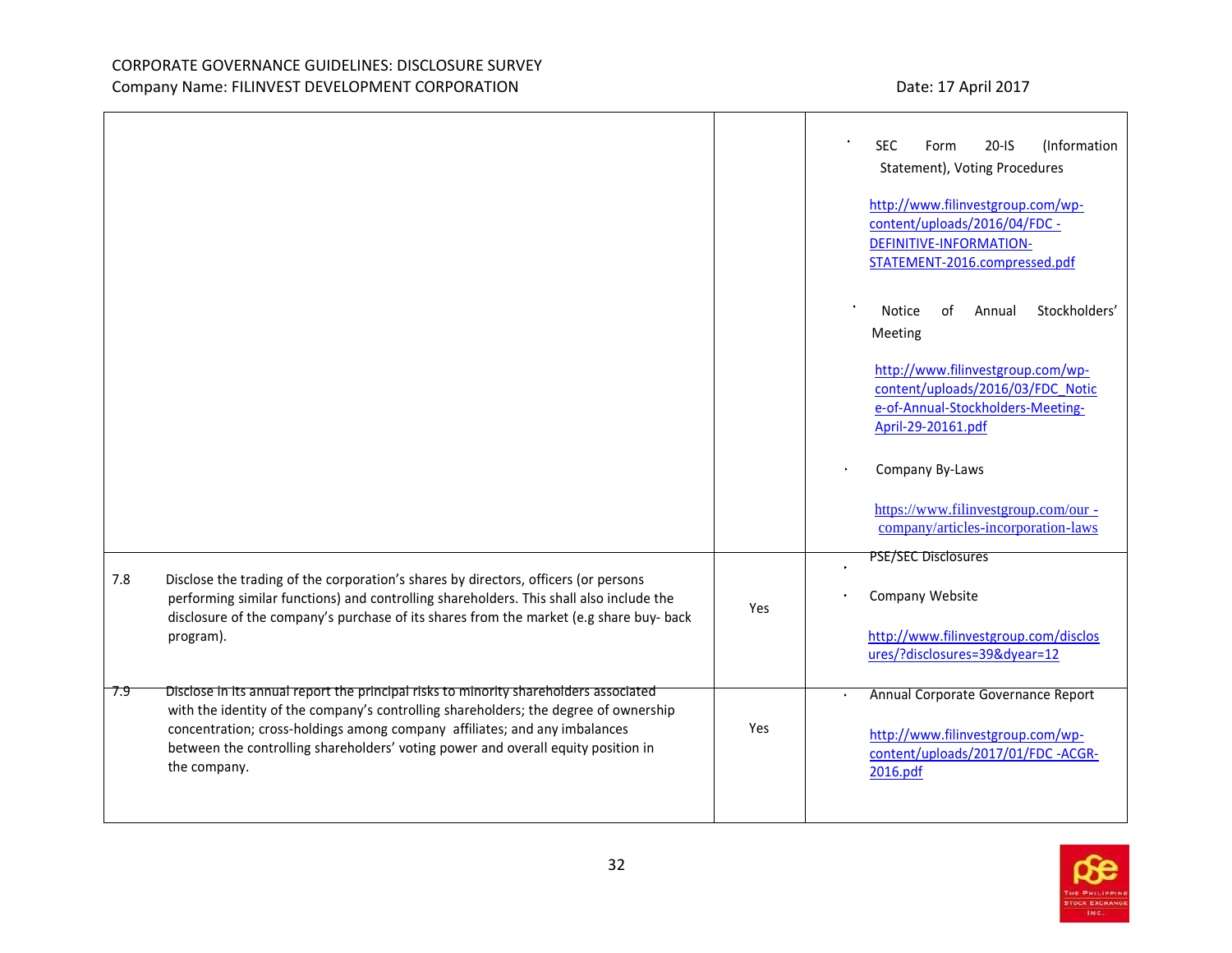| | | |
|---|---|---|
| | | • SEC Form 20-IS (Information Statement), Voting Procedures<br><br>http://www.filinvestgroup.com/wp-content/uploads/2016/04/FDC -DEFINITIVE-INFORMATION-STATEMENT-2016.compressed.pdf<br><br>• Notice of Annual Stockholders' Meeting<br><br>http://www.filinvestgroup.com/wp-content/uploads/2016/03/FDC_Notice-of-Annual-Stockholders-Meeting-April-29-20161.pdf<br><br>• Company By-Laws<br><br>https://www.filinvestgroup.com/our -company/articles-incorporation-laws |
| 7.8 Disclose the trading of the corporation's shares by directors, officers (or persons performing similar functions) and controlling shareholders. This shall also include the disclosure of the company's purchase of its shares from the market (e.g share buy- back program). | Yes | • PSE/SEC Disclosures<br><br>• Company Website<br><br>http://www.filinvestgroup.com/disclosures/?disclosures=39&dyear=12 |
| 7.9 Disclose in its annual report the principal risks to minority shareholders associated with the identity of the company's controlling shareholders; the degree of ownership concentration; cross-holdings among company affiliates; and any imbalances between the controlling shareholders' voting power and overall equity position in the company. | Yes | • Annual Corporate Governance Report<br><br>http://www.filinvestgroup.com/wp-content/uploads/2017/01/FDC -ACGR-2016.pdf |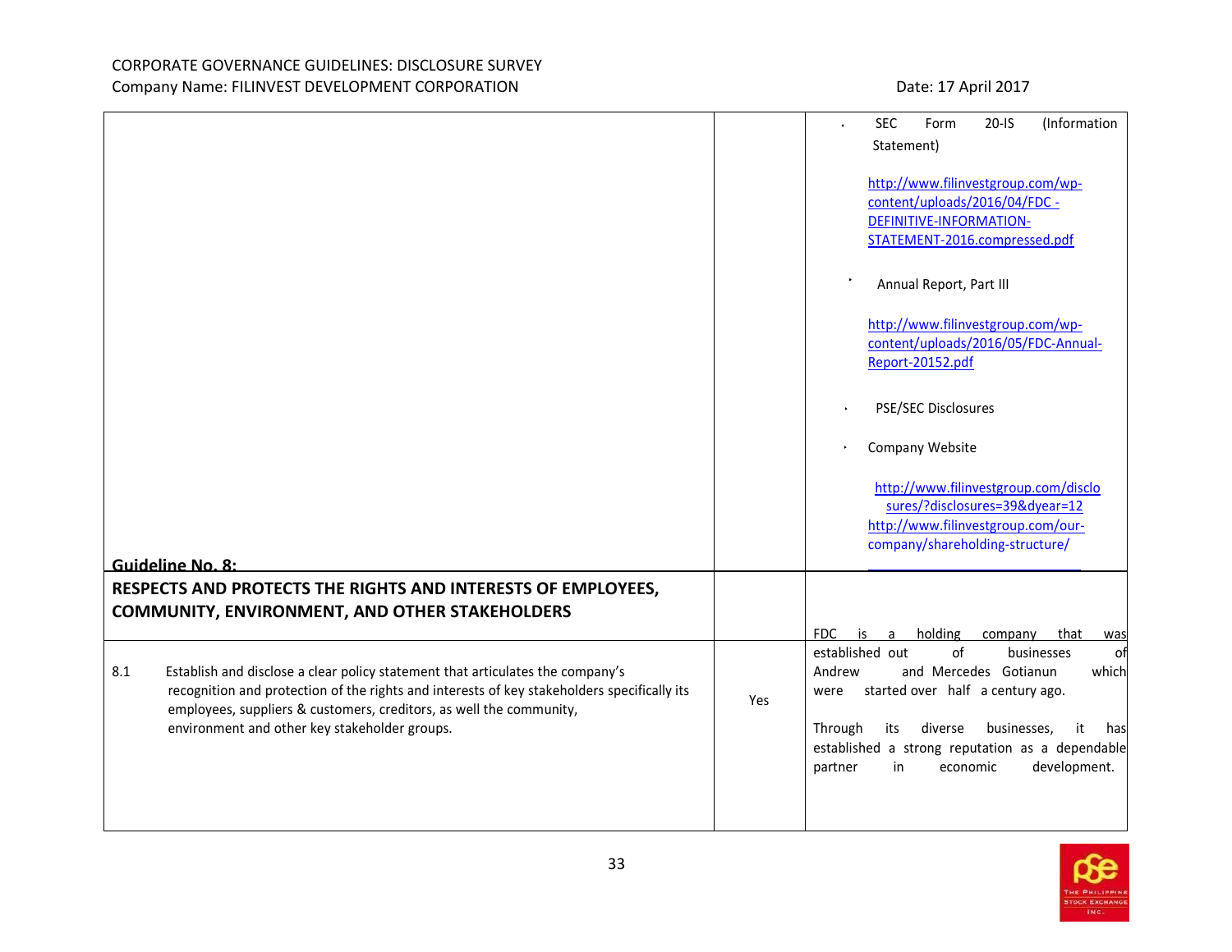|  |  |  |
|---|---|---|
|  |  | • SEC Form 20-IS (Information Statement)<br><br>http://www.filinvestgroup.com/wp-content/uploads/2016/04/FDC -DEFINITIVE-INFORMATION-STATEMENT-2016.compressed.pdf<br><br>• Annual Report, Part III<br><br>http://www.filinvestgroup.com/wp-content/uploads/2016/05/FDC-Annual-Report-20152.pdf<br><br>• PSE/SEC Disclosures<br><br>• Company Website<br><br>http://www.filinvestgroup.com/disclosures/?disclosures=39&dyear=12<br>http://www.filinvestgroup.com/our-company/shareholding-structure/ |
| **Guideline No. 8:** |  |  |
| **RESPECTS AND PROTECTS THE RIGHTS AND INTERESTS OF EMPLOYEES, COMMUNITY, ENVIRONMENT, AND OTHER STAKEHOLDERS** |  |  |
| 8.1 Establish and disclose a clear policy statement that articulates the company's recognition and protection of the rights and interests of key stakeholders specifically its employees, suppliers & customers, creditors, as well the community, environment and other key stakeholder groups. | Yes | FDC is a holding company that was established out of businesses of Andrew and Mercedes Gotianun which were started over half a century ago.<br><br>Through its diverse businesses, it has established a strong reputation as a dependable partner in economic development. |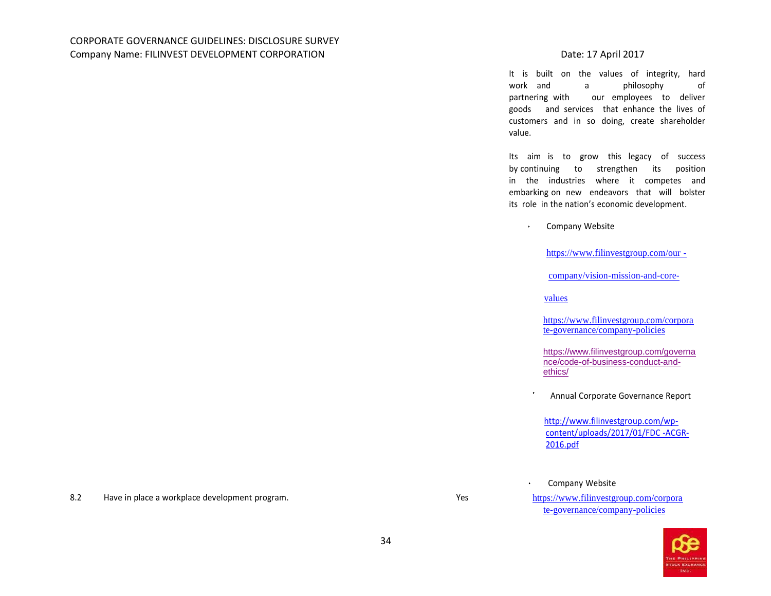CORPORATE GOVERNANCE GUIDELINES: DISCLOSURE SURVEY
Company Name: FILINVEST DEVELOPMENT CORPORATION

Date: 17 April 2017

| | | | |
|---|---|---|---|
| | | | It is built on the values of integrity, hard work and a philosophy of partnering with our employees to deliver goods and services that enhance the lives of customers and in so doing, create shareholder value.<br><br>Its aim is to grow this legacy of success by continuing to strengthen its position in the industries where it competes and embarking on new endeavors that will bolster its role in the nation's economic development.<br><br>• Company Website<br><br>https://www.filinvestgroup.com/our-company/vision-mission-and-core-values<br><br>https://www.filinvestgroup.com/corporate-governance/company-policies<br><br>https://www.filinvestgroup.com/governance/code-of-business-conduct-and-ethics/<br><br>• Annual Corporate Governance Report<br><br>http://www.filinvestgroup.com/wp-content/uploads/2017/01/FDC-ACGR-2016.pdf |
| 8.2 | Have in place a workplace development program. | Yes | • Company Website<br>https://www.filinvestgroup.com/corporate-governance/company-policies |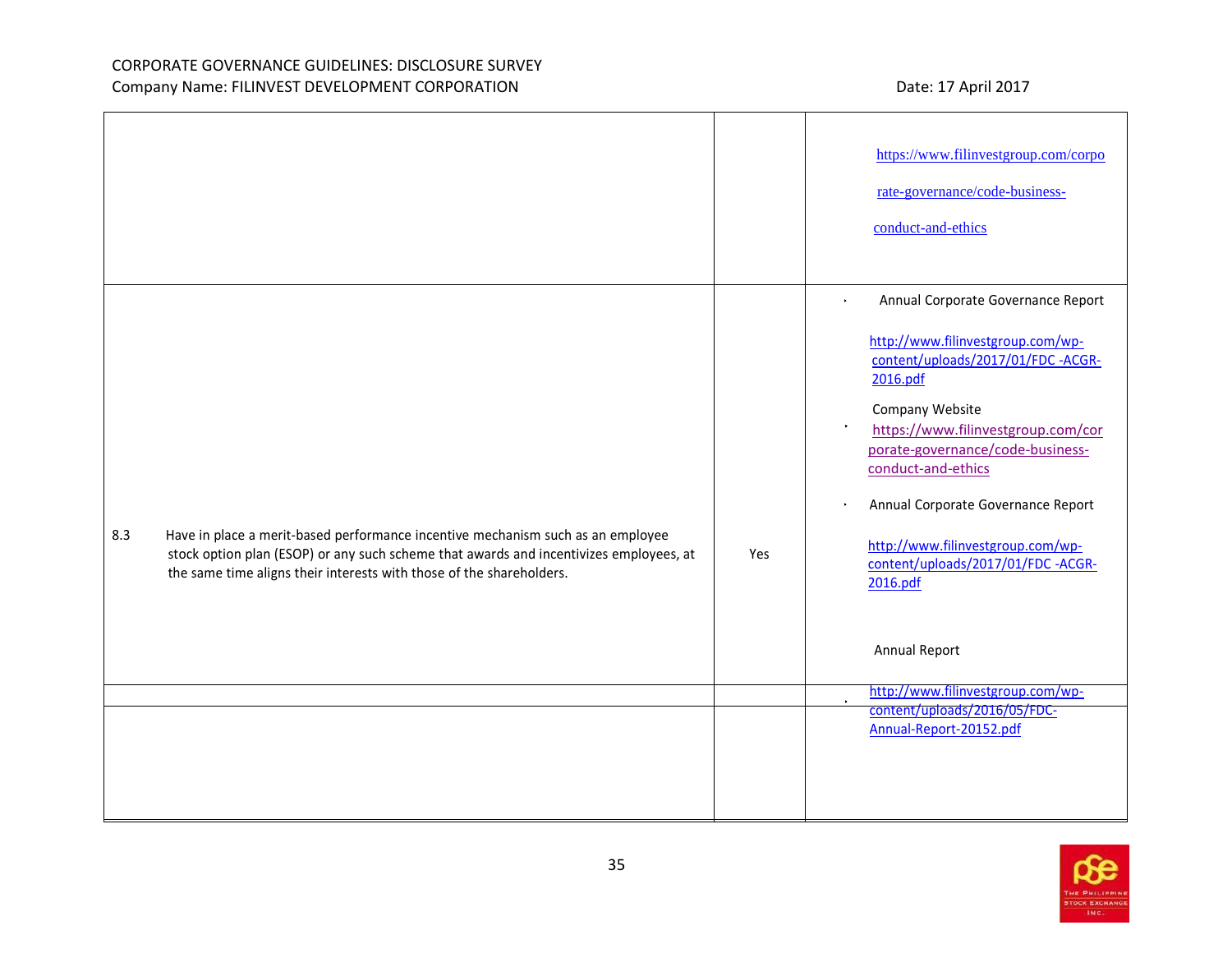| | | |
|---|---|---|
| | | https://www.filinvestgroup.com/corporate-governance/code-business-conduct-and-ethics |
| 8.3 Have in place a merit-based performance incentive mechanism such as an employee stock option plan (ESOP) or any such scheme that awards and incentivizes employees, at the same time aligns their interests with those of the shareholders. | Yes | • Annual Corporate Governance Report<br><br>http://www.filinvestgroup.com/wp-content/uploads/2017/01/FDC -ACGR-2016.pdf<br><br>Company Website<br>• https://www.filinvestgroup.com/corporate-governance/code-business-conduct-and-ethics<br><br>• Annual Corporate Governance Report<br><br>http://www.filinvestgroup.com/wp-content/uploads/2017/01/FDC -ACGR-2016.pdf<br><br>Annual Report<br><br>• http://www.filinvestgroup.com/wp-content/uploads/2016/05/FDC-Annual-Report-20152.pdf |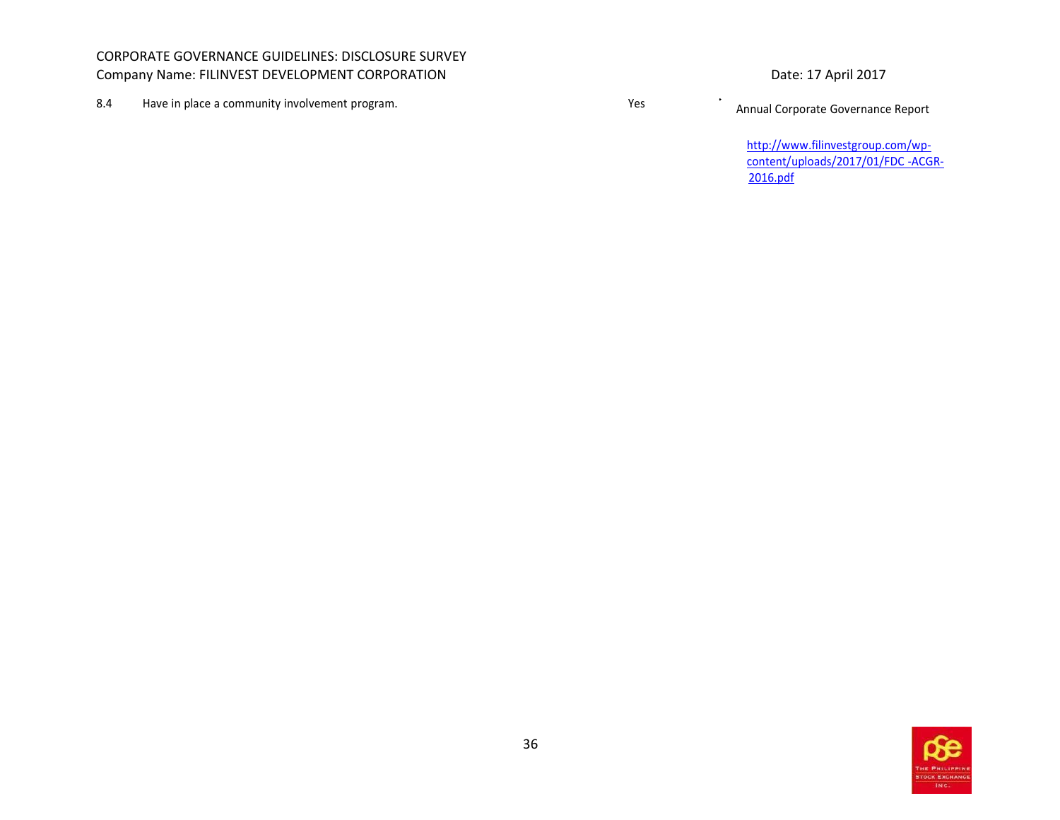| 8.4 | Have in place a community involvement program. | Yes | Annual Corporate Governance Report<br><br>http://www.filinvestgroup.com/wp-content/uploads/2017/01/FDC -ACGR-2016.pdf |
|---|---|---|---|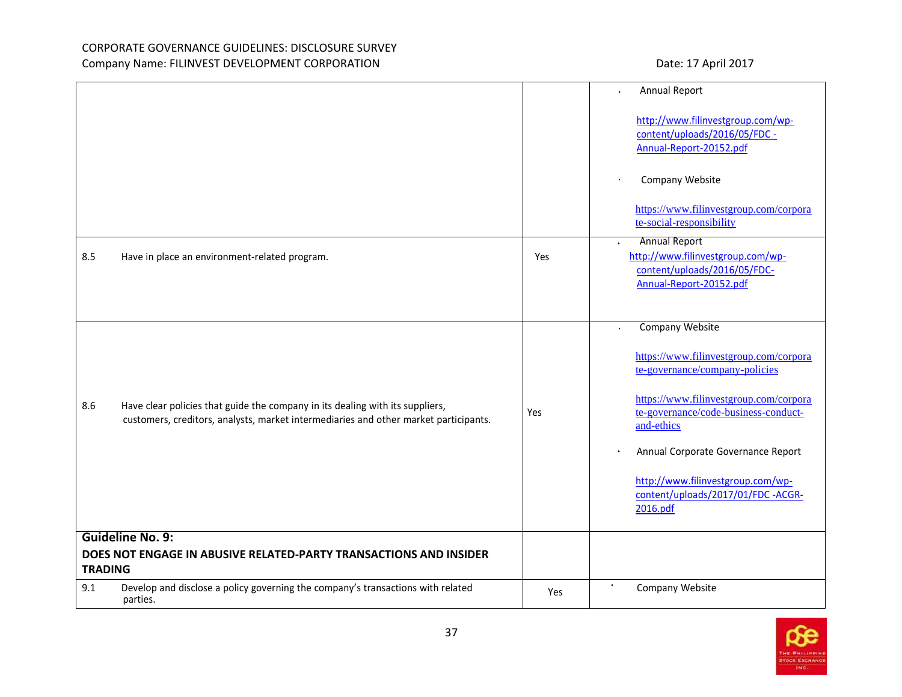| | | |
|---|---|---|
| | | • Annual Report<br><br>http://www.filinvestgroup.com/wp-content/uploads/2016/05/FDC -Annual-Report-20152.pdf<br><br>• Company Website<br><br>https://www.filinvestgroup.com/corporate-social-responsibility |
| 8.5 Have in place an environment-related program. | Yes | • Annual Report<br>http://www.filinvestgroup.com/wp-content/uploads/2016/05/FDC-Annual-Report-20152.pdf |
| 8.6 Have clear policies that guide the company in its dealing with its suppliers, customers, creditors, analysts, market intermediaries and other market participants. | Yes | • Company Website<br><br>https://www.filinvestgroup.com/corporate-governance/company-policies<br><br>https://www.filinvestgroup.com/corporate-governance/code-business-conduct-and-ethics<br><br>• Annual Corporate Governance Report<br><br>http://www.filinvestgroup.com/wp-content/uploads/2017/01/FDC -ACGR-2016.pdf |
| **Guideline No. 9:**<br>**DOES NOT ENGAGE IN ABUSIVE RELATED-PARTY TRANSACTIONS AND INSIDER TRADING** | | |
| 9.1 Develop and disclose a policy governing the company's transactions with related parties. | Yes | • Company Website |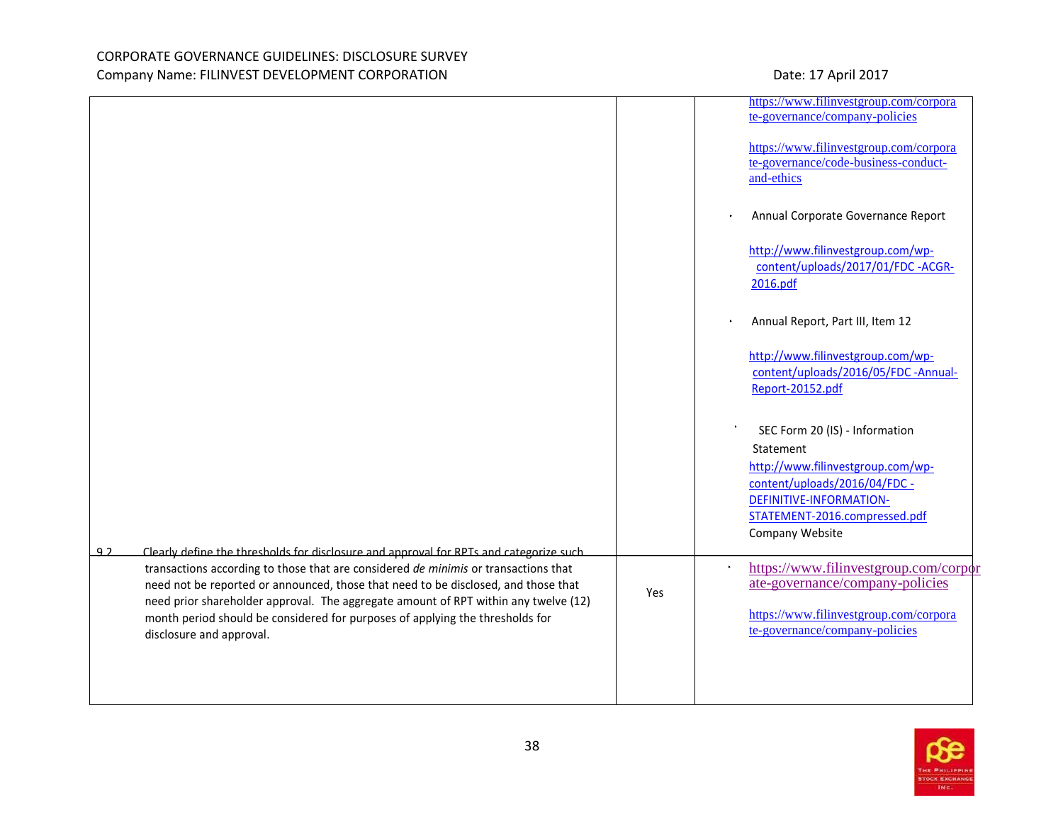| | | |
|---|---|---|
| | | https://www.filinvestgroup.com/corporate-governance/company-policies<br><br>https://www.filinvestgroup.com/corporate-governance/code-business-conduct-and-ethics<br><br>• Annual Corporate Governance Report<br><br>http://www.filinvestgroup.com/wp-content/uploads/2017/01/FDC -ACGR-2016.pdf<br><br>• Annual Report, Part III, Item 12<br><br>http://www.filinvestgroup.com/wp-content/uploads/2016/05/FDC -Annual-Report-20152.pdf<br><br>• SEC Form 20 (IS) - Information Statement<br>http://www.filinvestgroup.com/wp-content/uploads/2016/04/FDC -DEFINITIVE-INFORMATION-STATEMENT-2016.compressed.pdf<br>Company Website |
| 9.2 Clearly define the thresholds for disclosure and approval for RPTs and categorize such transactions according to those that are considered *de minimis* or transactions that need not be reported or announced, those that need to be disclosed, and those that need prior shareholder approval. The aggregate amount of RPT within any twelve (12) month period should be considered for purposes of applying the thresholds for disclosure and approval. | Yes | • https://www.filinvestgroup.com/corporate-governance/company-policies<br><br>https://www.filinvestgroup.com/corporate-governance/company-policies |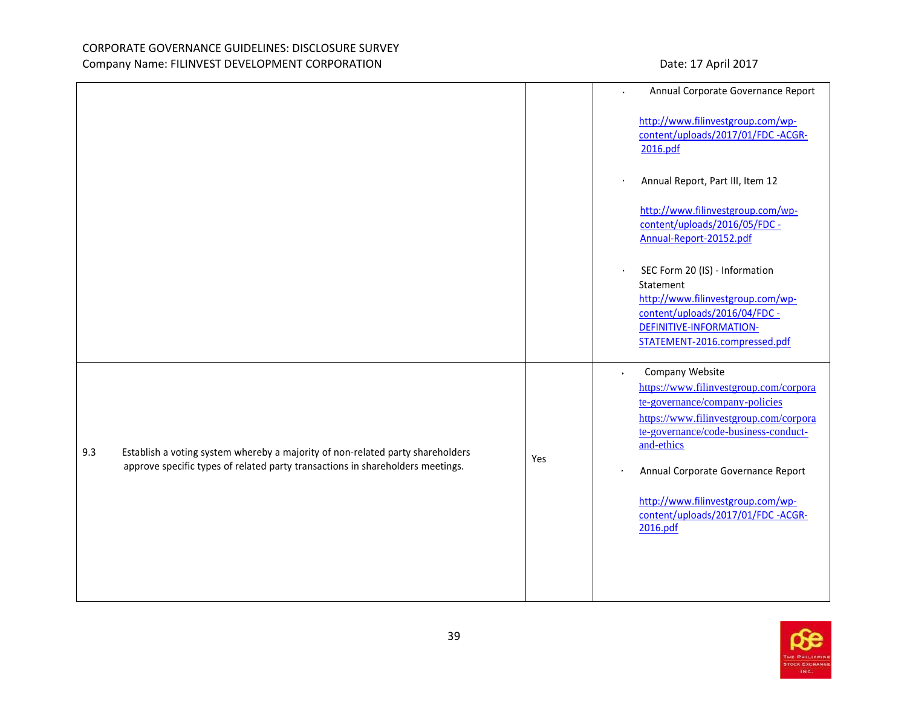| | | |
|---|---|---|
| | | • Annual Corporate Governance Report<br><br>http://www.filinvestgroup.com/wp-content/uploads/2017/01/FDC -ACGR-2016.pdf<br><br>• Annual Report, Part III, Item 12<br><br>http://www.filinvestgroup.com/wp-content/uploads/2016/05/FDC -Annual-Report-20152.pdf<br><br>• SEC Form 20 (IS) - Information Statement http://www.filinvestgroup.com/wp-content/uploads/2016/04/FDC -DEFINITIVE-INFORMATION-STATEMENT-2016.compressed.pdf |
| 9.3 Establish a voting system whereby a majority of non-related party shareholders approve specific types of related party transactions in shareholders meetings. | Yes | • Company Website https://www.filinvestgroup.com/corporate-governance/company-policies https://www.filinvestgroup.com/corporate-governance/code-business-conduct-and-ethics<br><br>• Annual Corporate Governance Report<br><br>http://www.filinvestgroup.com/wp-content/uploads/2017/01/FDC -ACGR-2016.pdf |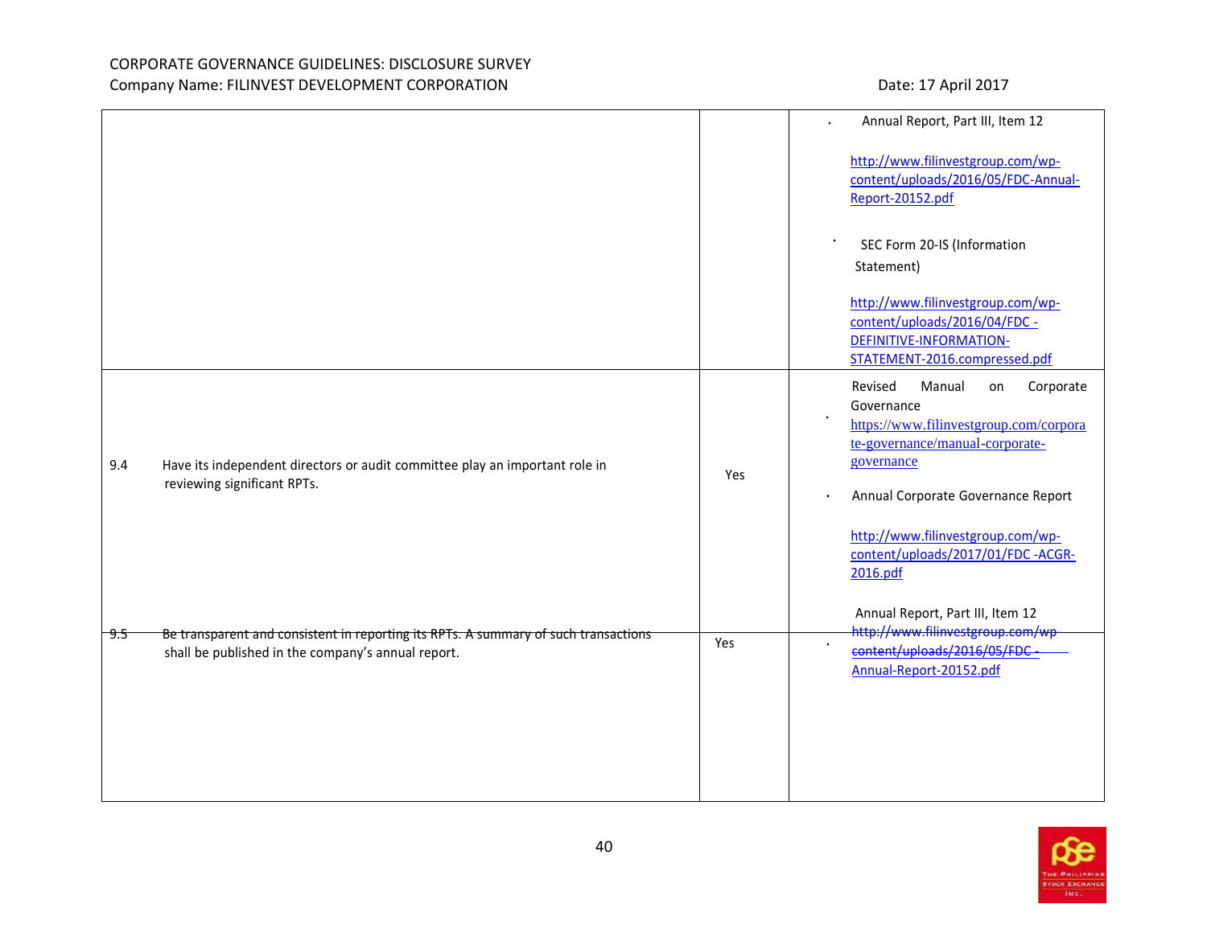CORPORATE GOVERNANCE GUIDELINES: DISCLOSURE SURVEY
Company Name: FILINVEST DEVELOPMENT CORPORATION

Date: 17 April 2017

| | | |
|---|---|---|
| | | • Annual Report, Part III, Item 12<br><br>http://www.filinvestgroup.com/wp-content/uploads/2016/05/FDC-Annual-Report-20152.pdf<br><br>• SEC Form 20-IS (Information Statement)<br><br>http://www.filinvestgroup.com/wp-content/uploads/2016/04/FDC -DEFINITIVE-INFORMATION-STATEMENT-2016.compressed.pdf |
| 9.4 Have its independent directors or audit committee play an important role in reviewing significant RPTs. | Yes | • Revised Manual on Corporate Governance<br>https://www.filinvestgroup.com/corporate-governance/manual-corporate-governance<br><br>• Annual Corporate Governance Report<br><br>http://www.filinvestgroup.com/wp-content/uploads/2017/01/FDC -ACGR-2016.pdf |
| 9.5 Be transparent and consistent in reporting its RPTs. A summary of such transactions shall be published in the company's annual report. | Yes | • Annual Report, Part III, Item 12<br>http://www.filinvestgroup.com/wp-content/uploads/2016/05/FDC -Annual-Report-20152.pdf |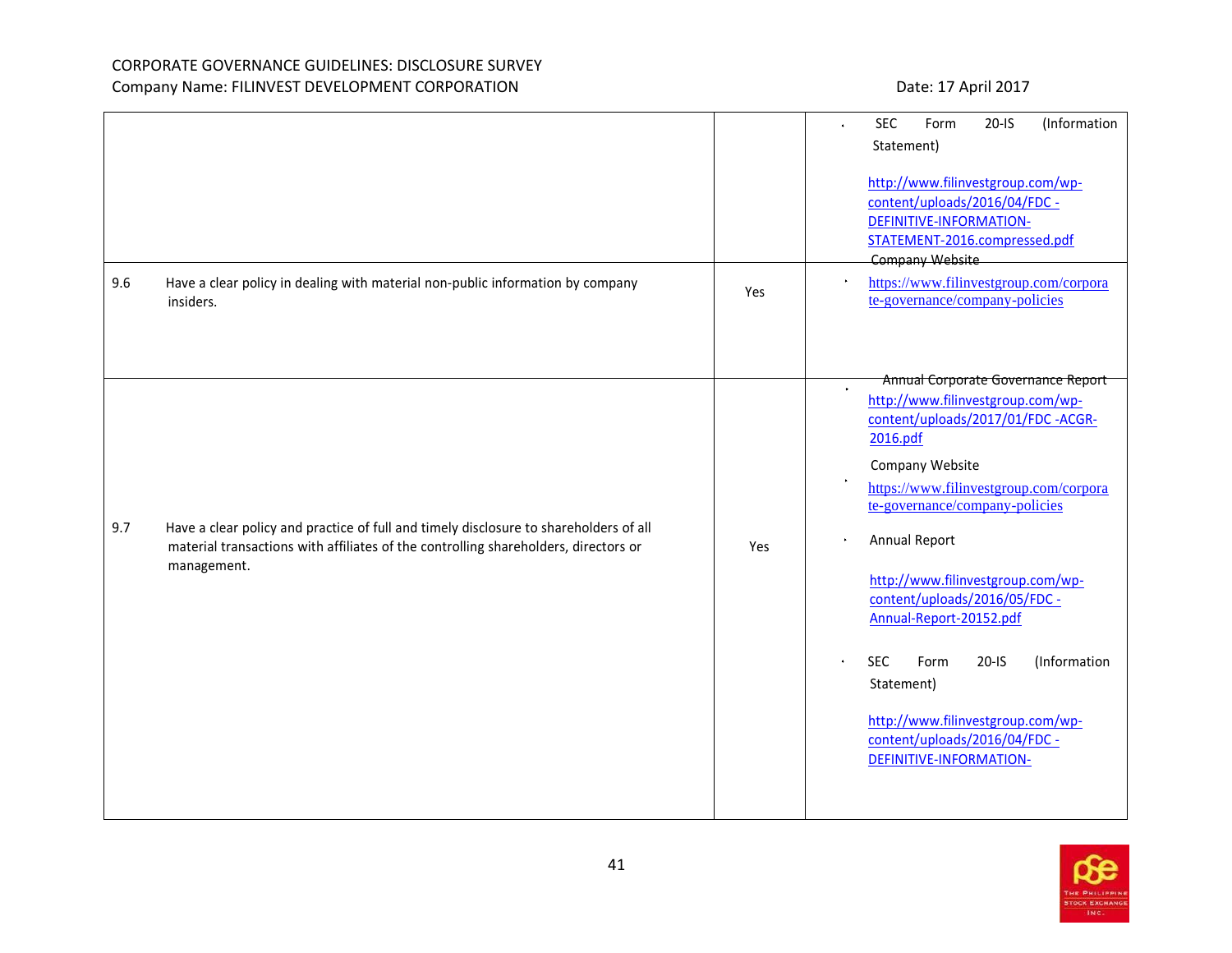CORPORATE GOVERNANCE GUIDELINES: DISCLOSURE SURVEY
Company Name: FILINVEST DEVELOPMENT CORPORATION

Date: 17 April 2017

| | | | |
|---|---|---|---|
| | | | • SEC Form 20-IS (Information Statement)<br><br>http://www.filinvestgroup.com/wp-content/uploads/2016/04/FDC -DEFINITIVE-INFORMATION-STATEMENT-2016.compressed.pdf |
| 9.6 | Have a clear policy in dealing with material non-public information by company insiders. | Yes | Company Website<br>• https://www.filinvestgroup.com/corporate-governance/company-policies |
| 9.7 | Have a clear policy and practice of full and timely disclosure to shareholders of all material transactions with affiliates of the controlling shareholders, directors or management. | Yes | Annual Corporate Governance Report<br>• http://www.filinvestgroup.com/wp-content/uploads/2017/01/FDC -ACGR-2016.pdf<br><br>Company Website<br>• https://www.filinvestgroup.com/corporate-governance/company-policies<br><br>• Annual Report<br><br>http://www.filinvestgroup.com/wp-content/uploads/2016/05/FDC -Annual-Report-20152.pdf<br><br>• SEC Form 20-IS (Information Statement)<br><br>http://www.filinvestgroup.com/wp-content/uploads/2016/04/FDC -DEFINITIVE-INFORMATION- |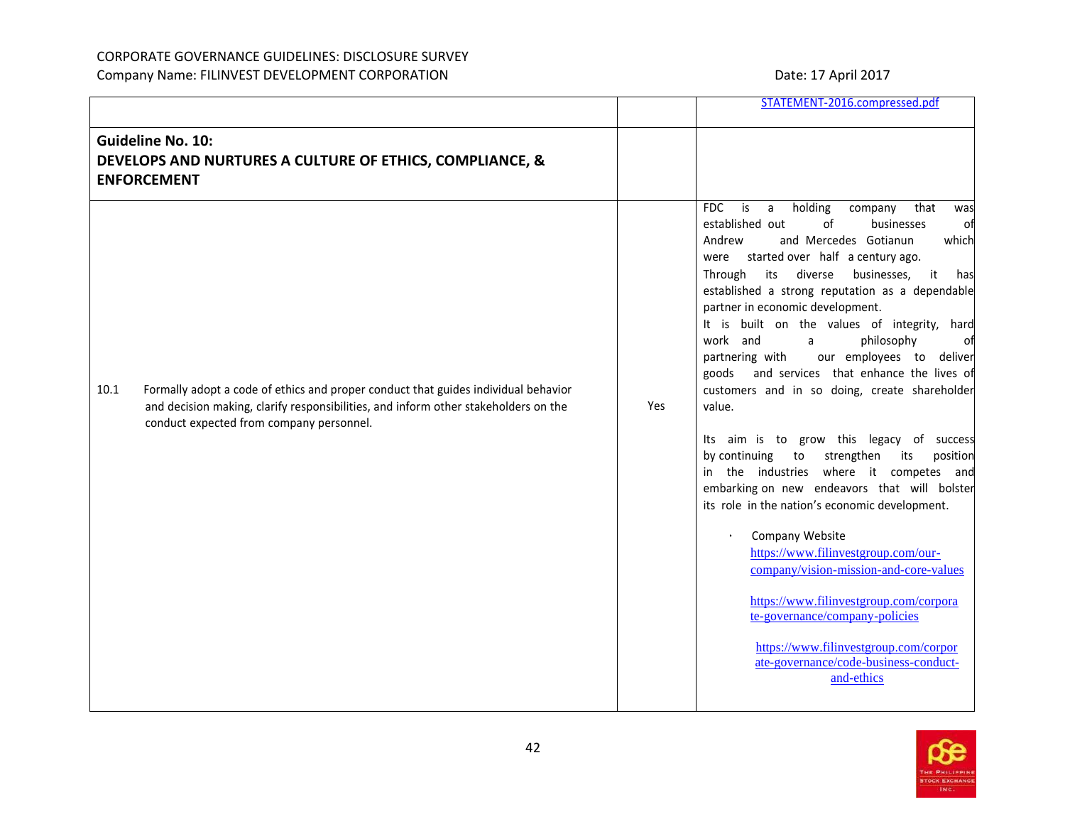| | | |
|---|---|---|
| | | STATEMENT-2016.compressed.pdf |
| **Guideline No. 10: DEVELOPS AND NURTURES A CULTURE OF ETHICS, COMPLIANCE, & ENFORCEMENT** | | |
| 10.1 Formally adopt a code of ethics and proper conduct that guides individual behavior and decision making, clarify responsibilities, and inform other stakeholders on the conduct expected from company personnel. | Yes | FDC is a holding company that was established out of businesses of Andrew and Mercedes Gotianun which were started over half a century ago. Through its diverse businesses, it has established a strong reputation as a dependable partner in economic development. It is built on the values of integrity, hard work and a philosophy of partnering with our employees to deliver goods and services that enhance the lives of customers and in so doing, create shareholder value. <br><br> Its aim is to grow this legacy of success by continuing to strengthen its position in the industries where it competes and embarking on new endeavors that will bolster its role in the nation's economic development. <br><br> • Company Website https://www.filinvestgroup.com/our-company/vision-mission-and-core-values <br><br> https://www.filinvestgroup.com/corporate-governance/company-policies <br><br> https://www.filinvestgroup.com/corporate-governance/code-business-conduct-and-ethics |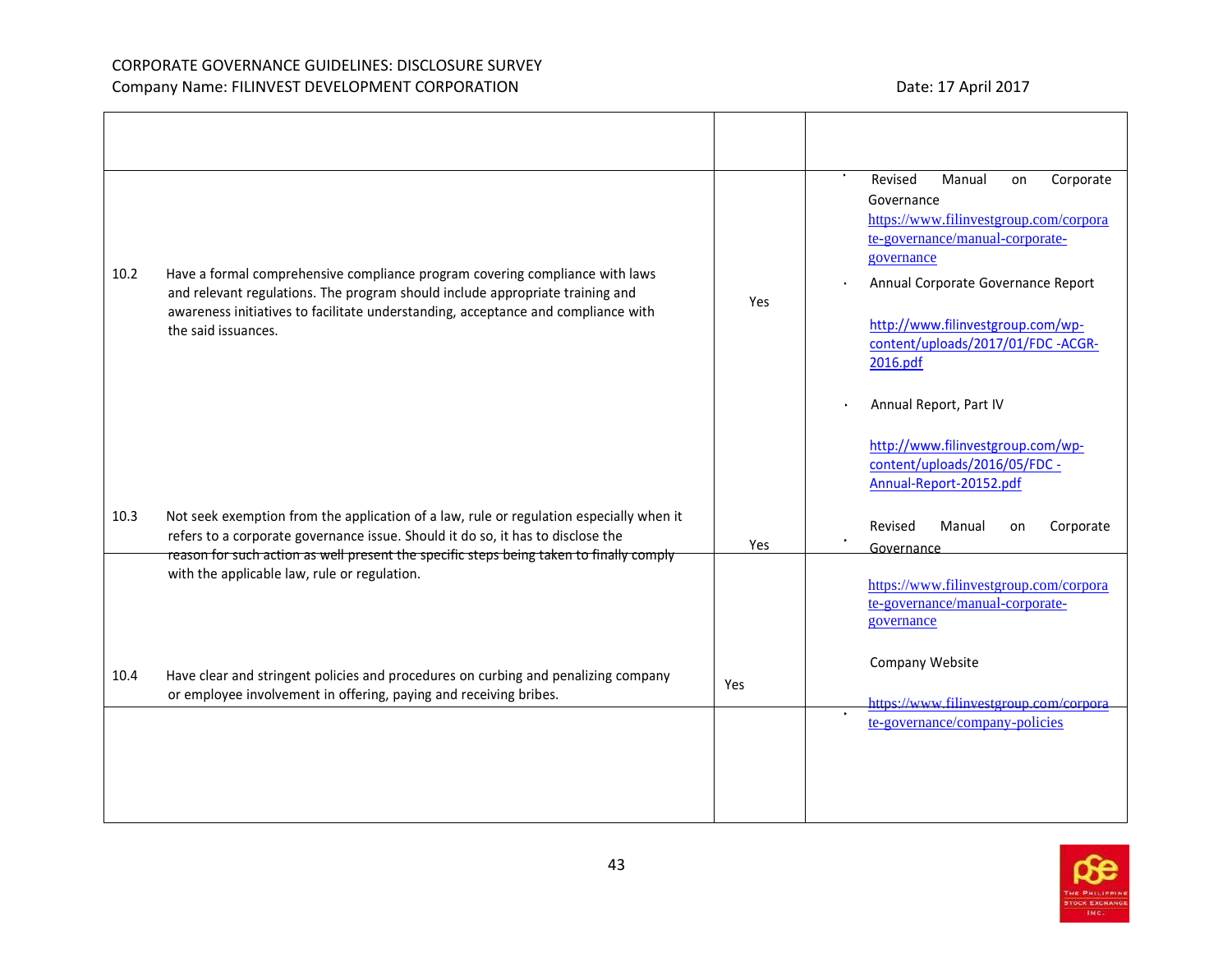| | | | |
|---|---|---|---|
| | | | |
| 10.2 | Have a formal comprehensive compliance program covering compliance with laws and relevant regulations. The program should include appropriate training and awareness initiatives to facilitate understanding, acceptance and compliance with the said issuances. | Yes | • Revised Manual on Corporate Governance https://www.filinvestgroup.com/corporate-governance/manual-corporate-governance<br>• Annual Corporate Governance Report http://www.filinvestgroup.com/wp-content/uploads/2017/01/FDC -ACGR-2016.pdf<br>• Annual Report, Part IV http://www.filinvestgroup.com/wp-content/uploads/2016/05/FDC -Annual-Report-20152.pdf |
| 10.3 | Not seek exemption from the application of a law, rule or regulation especially when it refers to a corporate governance issue. Should it do so, it has to disclose the reason for such action as well present the specific steps being taken to finally comply with the applicable law, rule or regulation. | Yes | • Revised Manual on Corporate Governance https://www.filinvestgroup.com/corporate-governance/manual-corporate-governance |
| 10.4 | Have clear and stringent policies and procedures on curbing and penalizing company or employee involvement in offering, paying and receiving bribes. | Yes | • Company Website https://www.filinvestgroup.com/corporate-governance/company-policies |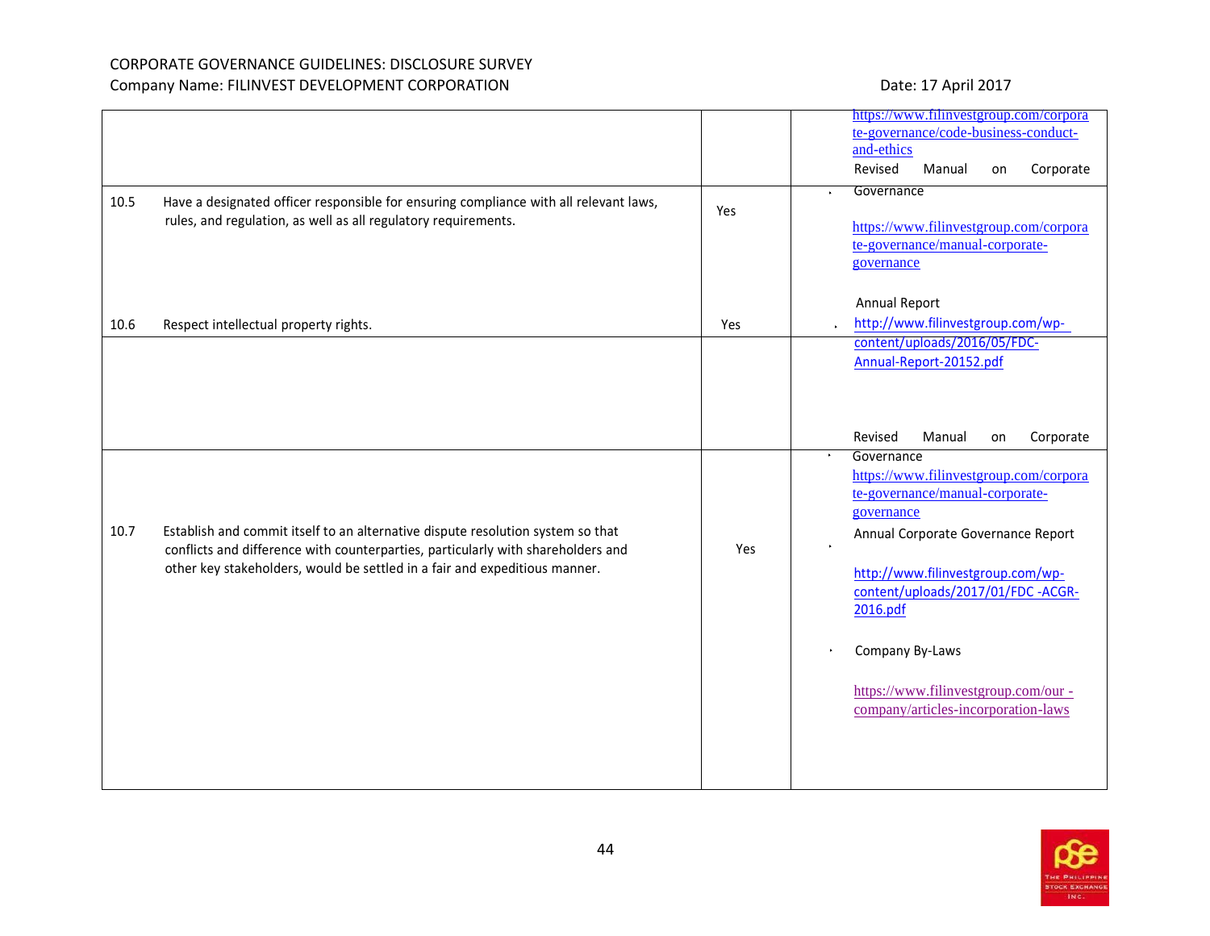| | | | |
|---|---|---|---|
| | | | https://www.filinvestgroup.com/corporate-governance/code-business-conduct-and-ethics |
| 10.5 | Have a designated officer responsible for ensuring compliance with all relevant laws, rules, and regulation, as well as all regulatory requirements. | Yes | • Revised Manual on Corporate Governance<br><br>https://www.filinvestgroup.com/corporate-governance/manual-corporate-governance<br><br>Annual Report |
| 10.6 | Respect intellectual property rights. | Yes | • http://www.filinvestgroup.com/wp-content/uploads/2016/05/FDC-Annual-Report-20152.pdf<br><br>Revised Manual on Corporate |
| 10.7 | Establish and commit itself to an alternative dispute resolution system so that conflicts and difference with counterparties, particularly with shareholders and other key stakeholders, would be settled in a fair and expeditious manner. | Yes | • Governance<br>https://www.filinvestgroup.com/corporate-governance/manual-corporate-governance<br><br>• Annual Corporate Governance Report<br><br>http://www.filinvestgroup.com/wp-content/uploads/2017/01/FDC -ACGR-2016.pdf<br><br>• Company By-Laws<br><br>https://www.filinvestgroup.com/our -company/articles-incorporation-laws |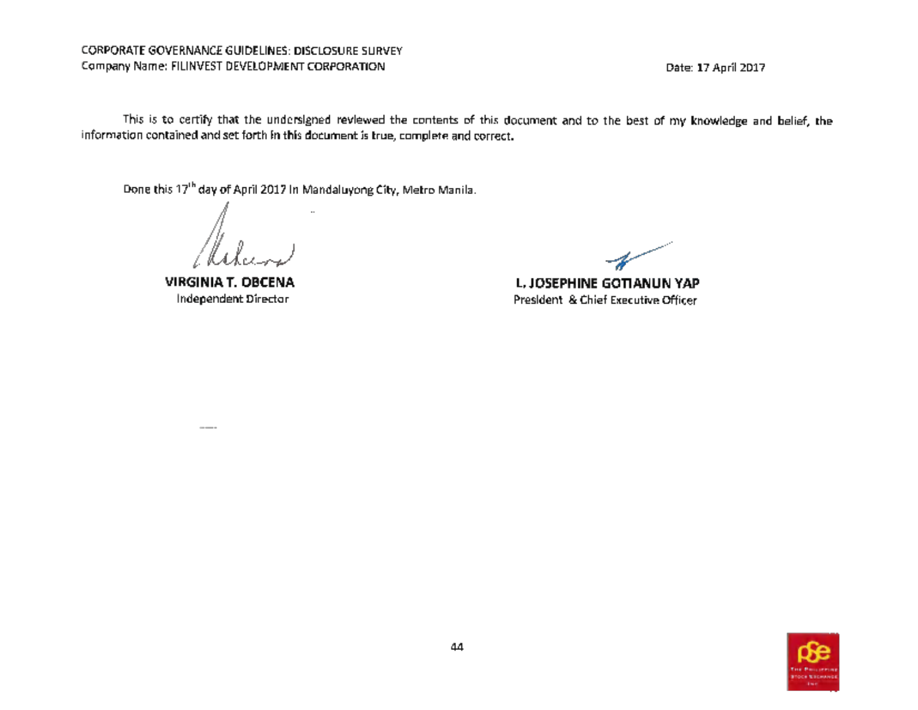This is to certify that the undersigned reviewed the contents of this document and to the best of my knowledge and belief, the information contained and set forth in this document is true, complete and correct.

Done this 17[th] day of April 2017 in Mandaluyong City, Metro Manila.

**VIRGINIA T. OBCENA**
Independent Director

**L. JOSEPHINE GOTIANUN YAP**
President & Chief Executive Officer